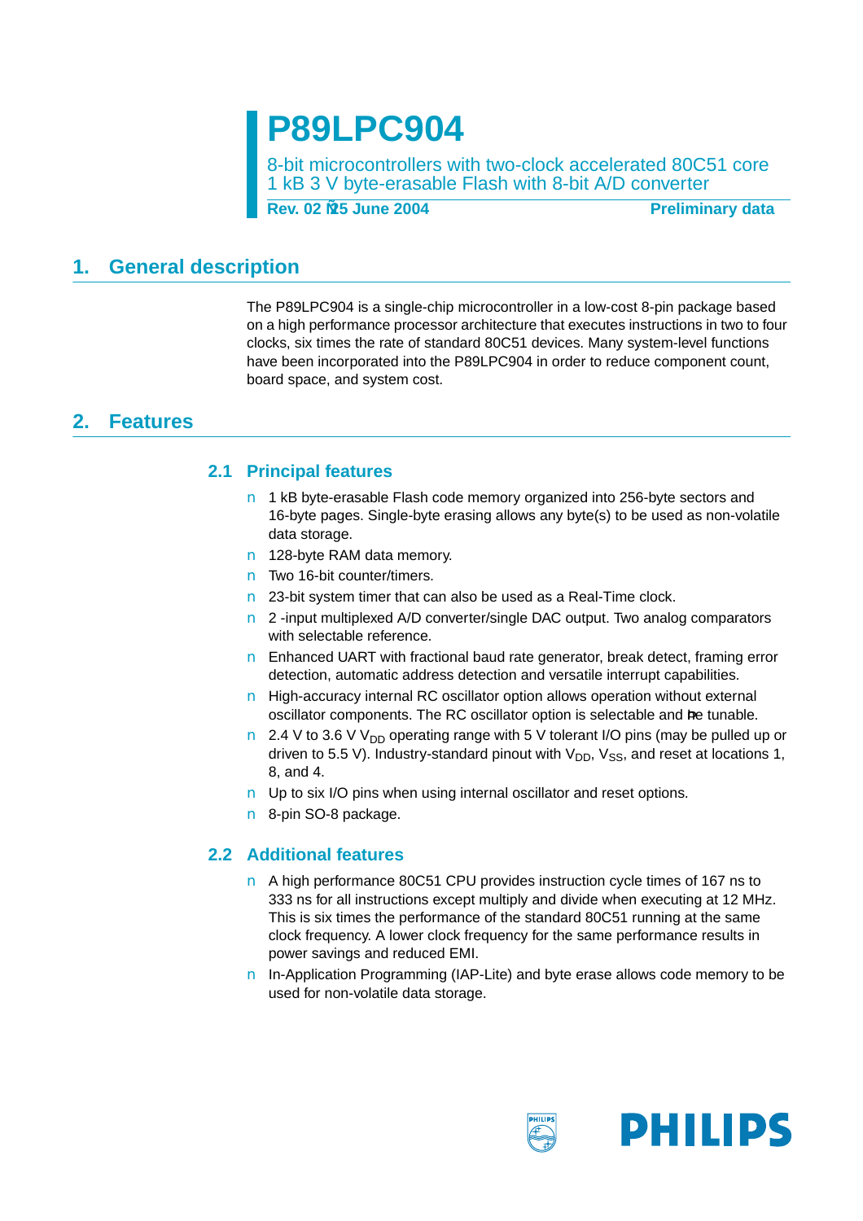# P89LPC904

8-bit microcontrollers with two-clock accelerated 80C51 core
1 kB 3 V byte-erasable Flash with 8-bit A/D converter

**Rev. 02 — 25 June 2004** **Preliminary data**

## 1. General description

The P89LPC904 is a single-chip microcontroller in a low-cost 8-pin package based on a high performance processor architecture that executes instructions in two to four clocks, six times the rate of standard 80C51 devices. Many system-level functions have been incorporated into the P89LPC904 in order to reduce component count, board space, and system cost.

## 2. Features

### 2.1 Principal features

- 1 kB byte-erasable Flash code memory organized into 256-byte sectors and 16-byte pages. Single-byte erasing allows any byte(s) to be used as non-volatile data storage.
- 128-byte RAM data memory.
- Two 16-bit counter/timers.
- 23-bit system timer that can also be used as a Real-Time clock.
- 2 -input multiplexed A/D converter/single DAC output. Two analog comparators with selectable reference.
- Enhanced UART with fractional baud rate generator, break detect, framing error detection, automatic address detection and versatile interrupt capabilities.
- High-accuracy internal RC oscillator option allows operation without external oscillator components. The RC oscillator option is selectable and fine tunable.
- 2.4 V to 3.6 V $V_{DD}$ operating range with 5 V tolerant I/O pins (may be pulled up or driven to 5.5 V). Industry-standard pinout with $V_{DD}$, $V_{SS}$, and reset at locations 1, 8, and 4.
- Up to six I/O pins when using internal oscillator and reset options.
- 8-pin SO-8 package.

### 2.2 Additional features

- A high performance 80C51 CPU provides instruction cycle times of 167 ns to 333 ns for all instructions except multiply and divide when executing at 12 MHz. This is six times the performance of the standard 80C51 running at the same clock frequency. A lower clock frequency for the same performance results in power savings and reduced EMI.
- In-Application Programming (IAP-Lite) and byte erase allows code memory to be used for non-volatile data storage.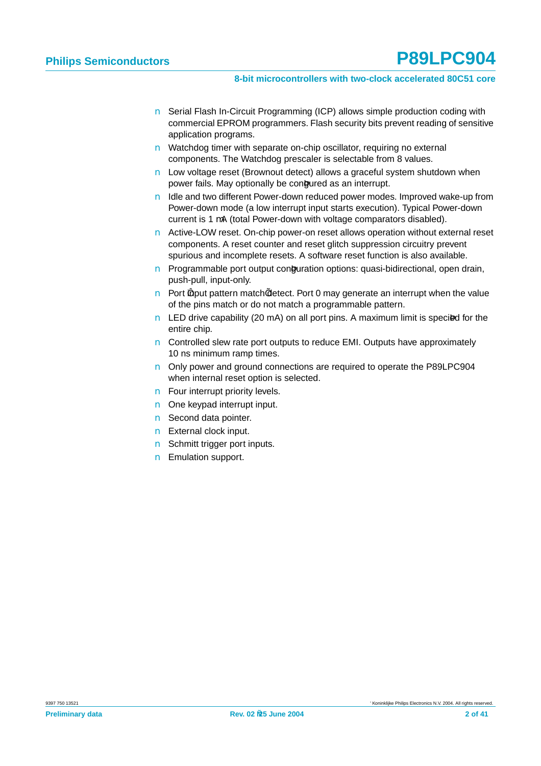- Serial Flash In-Circuit Programming (ICP) allows simple production coding with commercial EPROM programmers. Flash security bits prevent reading of sensitive application programs.
- Watchdog timer with separate on-chip oscillator, requiring no external components. The Watchdog prescaler is selectable from 8 values.
- Low voltage reset (Brownout detect) allows a graceful system shutdown when power fails. May optionally be configured as an interrupt.
- Idle and two different Power-down reduced power modes. Improved wake-up from Power-down mode (a low interrupt input starts execution). Typical Power-down current is 1 µA (total Power-down with voltage comparators disabled).
- Active-LOW reset. On-chip power-on reset allows operation without external reset components. A reset counter and reset glitch suppression circuitry prevent spurious and incomplete resets. A software reset function is also available.
- Programmable port output configuration options: quasi-bidirectional, open drain, push-pull, input-only.
- Port 'input pattern match' detect. Port 0 may generate an interrupt when the value of the pins match or do not match a programmable pattern.
- LED drive capability (20 mA) on all port pins. A maximum limit is specified for the entire chip.
- Controlled slew rate port outputs to reduce EMI. Outputs have approximately 10 ns minimum ramp times.
- Only power and ground connections are required to operate the P89LPC904 when internal reset option is selected.
- Four interrupt priority levels.
- One keypad interrupt input.
- Second data pointer.
- External clock input.
- Schmitt trigger port inputs.
- Emulation support.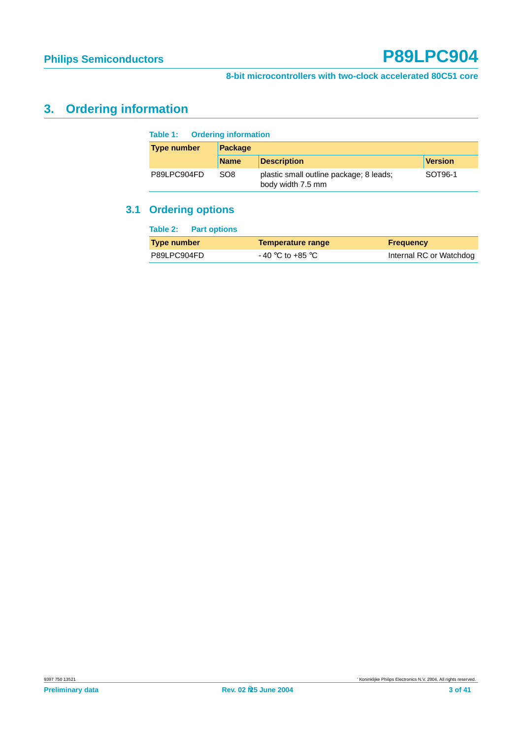# 3. Ordering information

**Table 1: Ordering information**

| Type number | Package | | |
|---|---|---|---|
| | Name | Description | Version |
| P89LPC904FD | SO8 | plastic small outline package; 8 leads; body width 7.5 mm | SOT96-1 |

## 3.1 Ordering options

**Table 2: Part options**

| Type number | Temperature range | Frequency |
|---|---|---|
| P89LPC904FD | -40 °C to +85 °C | Internal RC or Watchdog |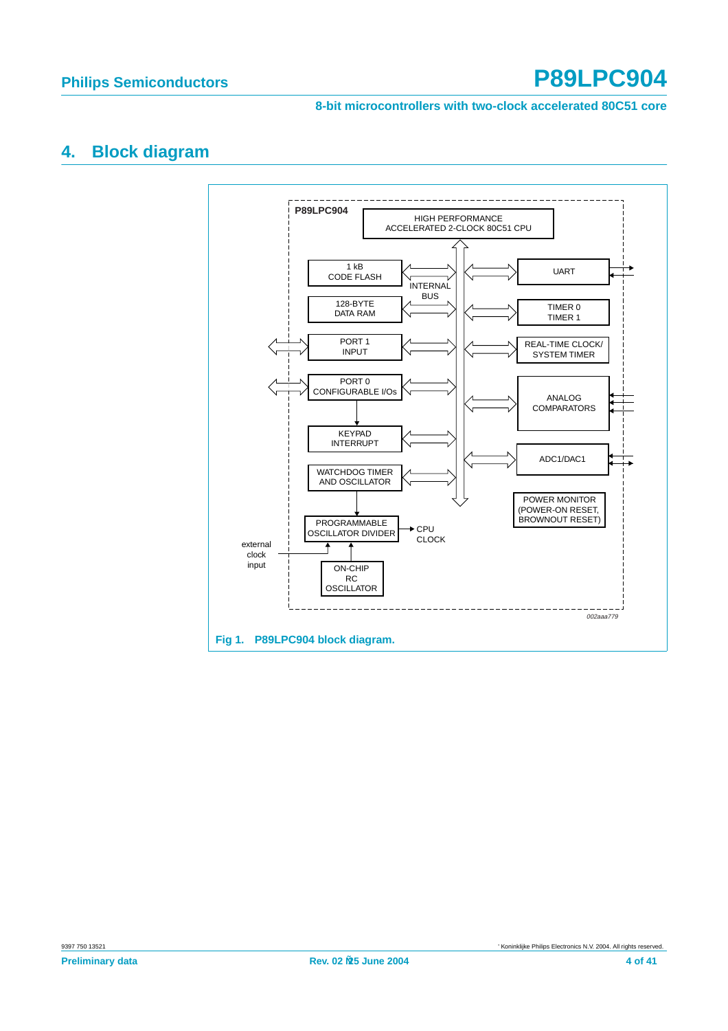# 4. Block diagram

P89LPC904

HIGH PERFORMANCE ACCELERATED 2-CLOCK 80C51 CPU

1 kB CODE FLASH

128-BYTE DATA RAM

INTERNAL BUS

PORT 1 INPUT

PORT 0 CONFIGURABLE I/Os

KEYPAD INTERRUPT

WATCHDOG TIMER AND OSCILLATOR

PROGRAMMABLE OSCILLATOR DIVIDER

CPU CLOCK

external clock input

ON-CHIP RC OSCILLATOR

UART

TIMER 0 TIMER 1

REAL-TIME CLOCK/ SYSTEM TIMER

ANALOG COMPARATORS

ADC1/DAC1

POWER MONITOR (POWER-ON RESET, BROWNOUT RESET)

002aaa779

**Fig 1. P89LPC904 block diagram.**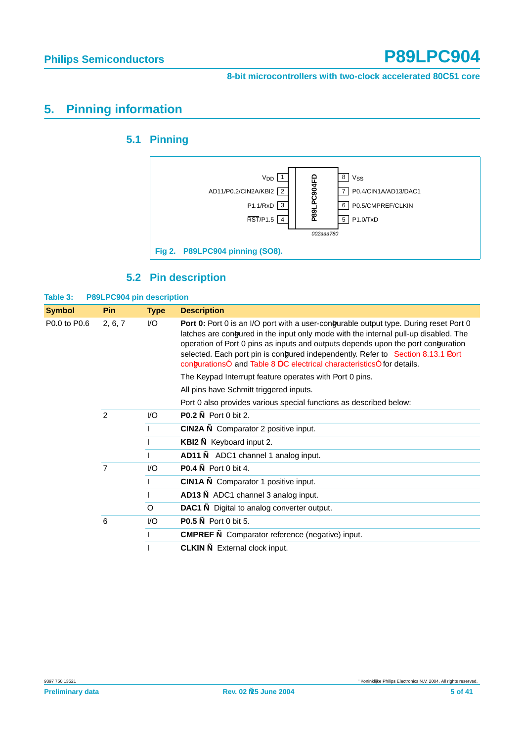## 5. Pinning information

### 5.1 Pinning

| | | | | | |
|---|---|---|---|---|---|
| $V_{DD}$ | 1 | | | 8 | $V_{SS}$ |
| AD11/P0.2/CIN2A/KBI2 | 2 | P89LPC904FD | | 7 | P0.4/CIN1A/AD13/DAC1 |
| P1.1/RxD | 3 | | | 6 | P0.5/CMPREF/CLKIN |
| $\overline{RST}$/P1.5 | 4 | | | 5 | P1.0/TxD |

002aaa780

**Fig 2. P89LPC904 pinning (SO8).**

### 5.2 Pin description

**Table 3: P89LPC904 pin description**

| Symbol | Pin | Type | Description |
|---|---|---|---|
| P0.0 to P0.6 | 2, 6, 7 | I/O | **Port 0:** Port 0 is an I/O port with a user-configurable output type. During reset Port 0 latches are configured in the input only mode with the internal pull-up disabled. The operation of Port 0 pins as inputs and outputs depends upon the port configuration selected. Each port pin is configured independently. Refer to Section 8.13.1 "Port configurations" and Table 8 "DC electrical characteristics" for details. The Keypad Interrupt feature operates with Port 0 pins. All pins have Schmitt triggered inputs. Port 0 also provides various special functions as described below: |
| | 2 | I/O | **P0.2** — Port 0 bit 2. |
| | | I | **CIN2A** — Comparator 2 positive input. |
| | | I | **KBI2** — Keyboard input 2. |
| | | I | **AD11** — ADC1 channel 1 analog input. |
| | 7 | I/O | **P0.4** — Port 0 bit 4. |
| | | I | **CIN1A** — Comparator 1 positive input. |
| | | I | **AD13** — ADC1 channel 3 analog input. |
| | | O | **DAC1** — Digital to analog converter output. |
| | 6 | I/O | **P0.5** — Port 0 bit 5. |
| | | I | **CMPREF** — Comparator reference (negative) input. |
| | | I | **CLKIN** — External clock input. |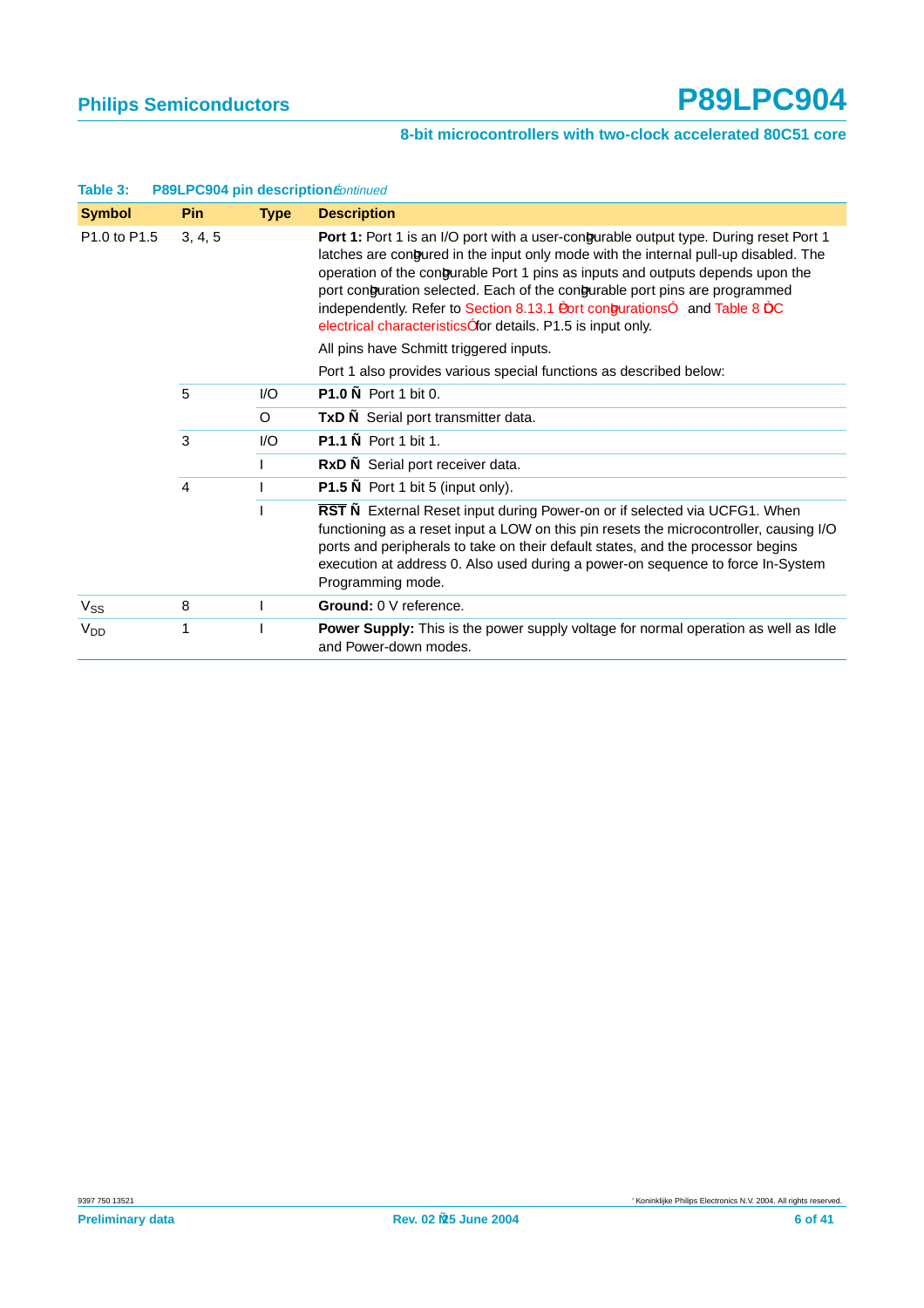**Table 3: P89LPC904 pin description** *…continued*

| Symbol | Pin | Type | Description |
|---|---|---|---|
| P1.0 to P1.5 | 3, 4, 5 | | **Port 1:** Port 1 is an I/O port with a user-configurable output type. During reset Port 1 latches are configured in the input only mode with the internal pull-up disabled. The operation of the configurable Port 1 pins as inputs and outputs depends upon the port configuration selected. Each of the configurable port pins are programmed independently. Refer to Section 8.13.1 "Port configurations" and Table 8 "DC electrical characteristics" for details. P1.5 is input only. All pins have Schmitt triggered inputs. Port 1 also provides various special functions as described below: |
| | 5 | I/O | **P1.0** — Port 1 bit 0. |
| | | O | **TxD** — Serial port transmitter data. |
| | 3 | I/O | **P1.1** — Port 1 bit 1. |
| | | I | **RxD** — Serial port receiver data. |
| | 4 | I | **P1.5** — Port 1 bit 5 (input only). |
| | | I | **$\overline{\text{RST}}$** — External Reset input during Power-on or if selected via UCFG1. When functioning as a reset input a LOW on this pin resets the microcontroller, causing I/O ports and peripherals to take on their default states, and the processor begins execution at address 0. Also used during a power-on sequence to force In-System Programming mode. |
| $V_{SS}$ | 8 | I | **Ground:** 0 V reference. |
| $V_{DD}$ | 1 | I | **Power Supply:** This is the power supply voltage for normal operation as well as Idle and Power-down modes. |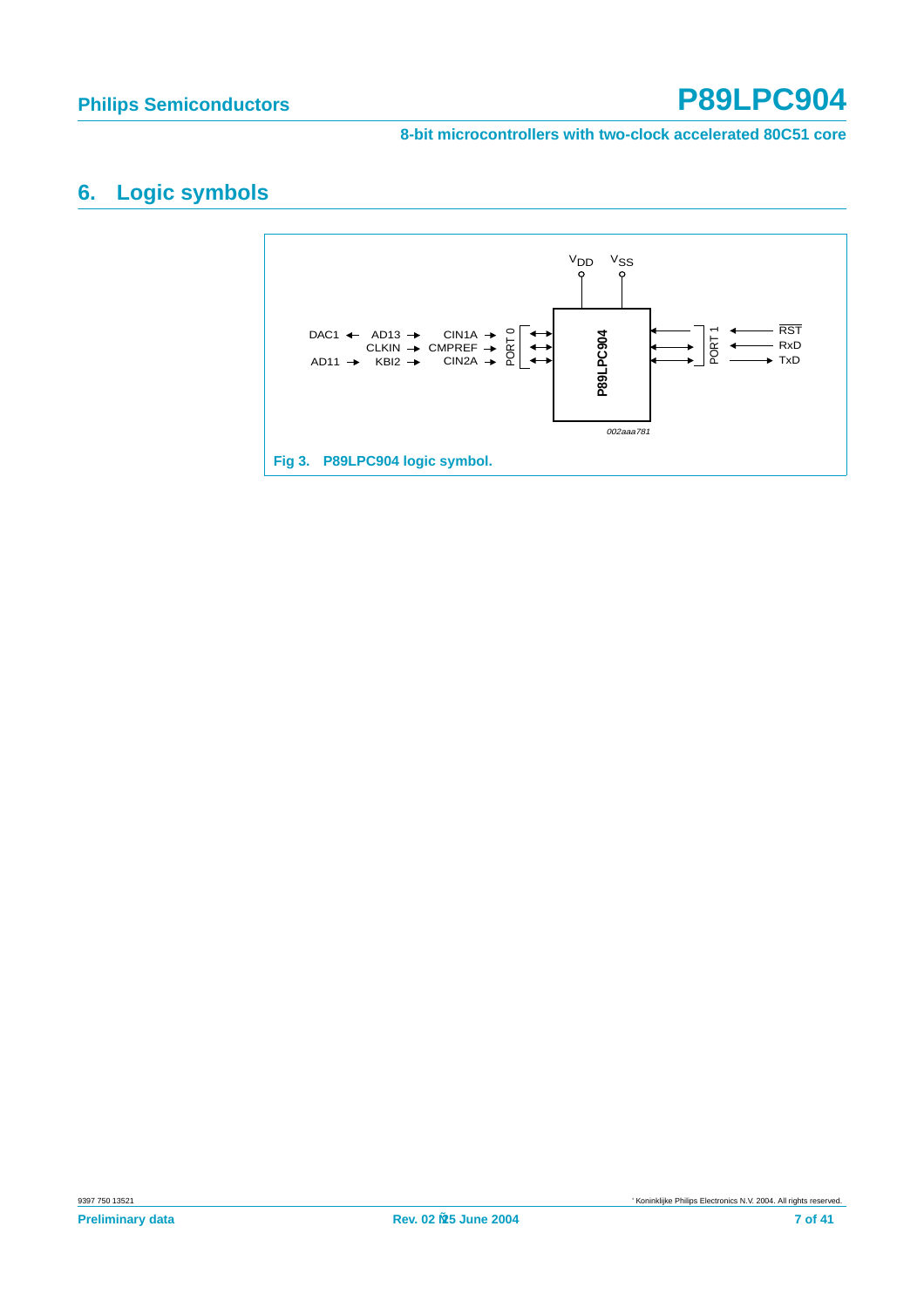## 6. Logic symbols

V$_{DD}$ V$_{SS}$

DAC1 AD13 CIN1A
CLKIN CMPREF
AD11 KBI2 CIN2A

PORT 0

P89LPC904

PORT 1

RST
RxD
TxD

002aaa781

Fig 3. P89LPC904 logic symbol.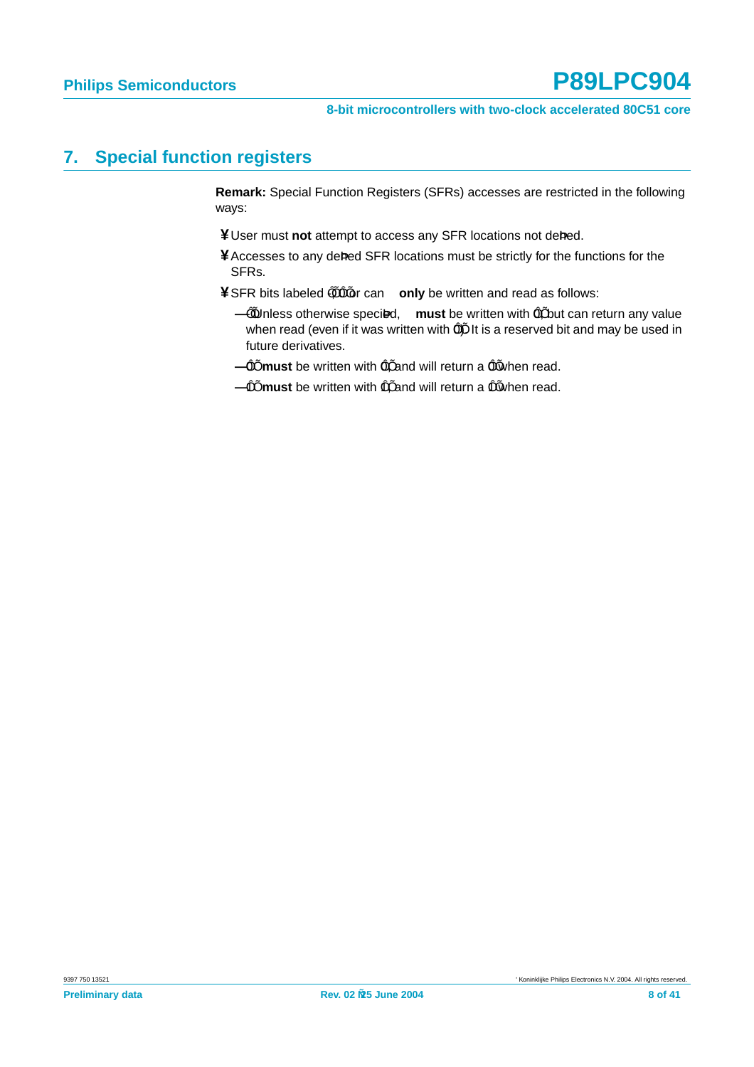# 7. Special function registers

**Remark:** Special Function Registers (SFRs) accesses are restricted in the following ways:

- User must **not** attempt to access any SFR locations not defined.
- Accesses to any defined SFR locations must be strictly for the functions for the SFRs.
- SFR bits labeled '-', '0' or '1' can **only** be written and read as follows:
  - '-' Unless otherwise specified, **must** be written with '0', but can return any value when read (even if it was written with '0'). It is a reserved bit and may be used in future derivatives.
  - '0' **must** be written with '0', and will return a '0' when read.
  - '1' **must** be written with '1', and will return a '1' when read.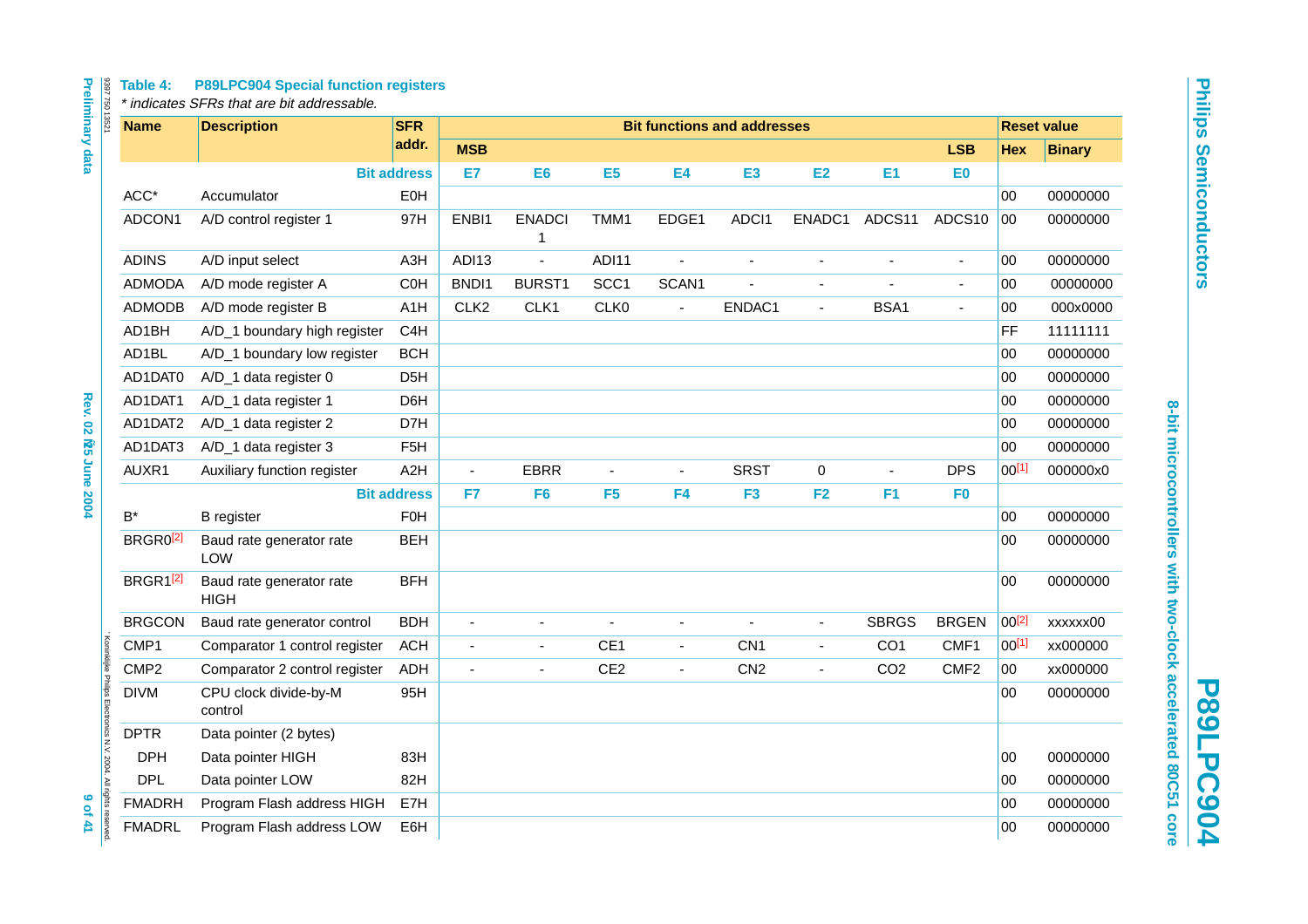**Table 4: P89LPC904 Special function registers**

*\* indicates SFRs that are bit addressable.*

| Name | Description | SFR addr. | Bit functions and addresses | | | | | | | | Reset value | |
|---|---|---|---|---|---|---|---|---|---|---|---|---|
| | | | MSB | | | | | | | LSB | Hex | Binary |
| | | Bit address | E7 | E6 | E5 | E4 | E3 | E2 | E1 | E0 | | |
| ACC* | Accumulator | E0H | | | | | | | | | 00 | 00000000 |
| ADCON1 | A/D control register 1 | 97H | ENBI1 | ENADCI1 | TMM1 | EDGE1 | ADCI1 | ENADC1 | ADCS11 | ADCS10 | 00 | 00000000 |
| ADINS | A/D input select | A3H | ADI13 | - | ADI11 | - | - | - | - | - | 00 | 00000000 |
| ADMODA | A/D mode register A | C0H | BNDI1 | BURST1 | SCC1 | SCAN1 | - | - | - | - | 00 | 00000000 |
| ADMODB | A/D mode register B | A1H | CLK2 | CLK1 | CLK0 | - | ENDAC1 | - | BSA1 | - | 00 | 000x0000 |
| AD1BH | A/D_1 boundary high register | C4H | | | | | | | | | FF | 11111111 |
| AD1BL | A/D_1 boundary low register | BCH | | | | | | | | | 00 | 00000000 |
| AD1DAT0 | A/D_1 data register 0 | D5H | | | | | | | | | 00 | 00000000 |
| AD1DAT1 | A/D_1 data register 1 | D6H | | | | | | | | | 00 | 00000000 |
| AD1DAT2 | A/D_1 data register 2 | D7H | | | | | | | | | 00 | 00000000 |
| AD1DAT3 | A/D_1 data register 3 | F5H | | | | | | | | | 00 | 00000000 |
| AUXR1 | Auxiliary function register | A2H | - | EBRR | - | - | SRST | 0 | - | DPS | 00[1] | 000000x0 |
| | | Bit address | F7 | F6 | F5 | F4 | F3 | F2 | F1 | F0 | | |
| B* | B register | F0H | | | | | | | | | 00 | 00000000 |
| BRGR0[2] | Baud rate generator rate LOW | BEH | | | | | | | | | 00 | 00000000 |
| BRGR1[2] | Baud rate generator rate HIGH | BFH | | | | | | | | | 00 | 00000000 |
| BRGCON | Baud rate generator control | BDH | - | - | - | - | - | - | SBRGS | BRGEN | 00[2] | xxxxxx00 |
| CMP1 | Comparator 1 control register | ACH | - | - | CE1 | - | CN1 | - | CO1 | CMF1 | 00[1] | xx000000 |
| CMP2 | Comparator 2 control register | ADH | - | - | CE2 | - | CN2 | - | CO2 | CMF2 | 00 | xx000000 |
| DIVM | CPU clock divide-by-M control | 95H | | | | | | | | | 00 | 00000000 |
| DPTR | Data pointer (2 bytes) | | | | | | | | | | | |
| DPH | Data pointer HIGH | 83H | | | | | | | | | 00 | 00000000 |
| DPL | Data pointer LOW | 82H | | | | | | | | | 00 | 00000000 |
| FMADRH | Program Flash address HIGH | E7H | | | | | | | | | 00 | 00000000 |
| FMADRL | Program Flash address LOW | E6H | | | | | | | | | 00 | 00000000 |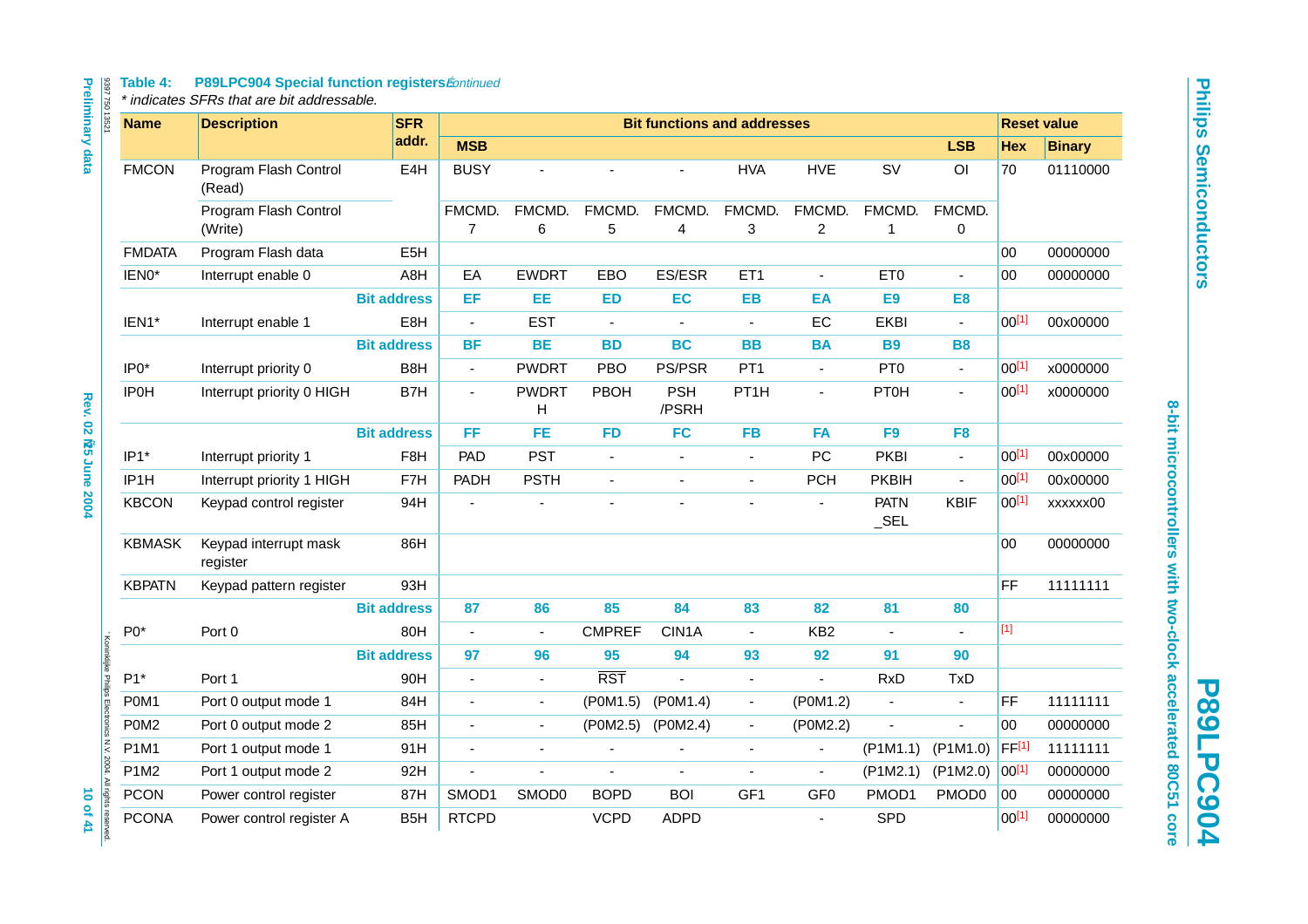**Table 4: P89LPC904 Special function registers** *…continued*

*\* indicates SFRs that are bit addressable.*

| Name | Description | SFR addr. | Bit functions and addresses | | | | | | | | Reset value | |
|---|---|---|---|---|---|---|---|---|---|---|---|---|
| | | | MSB | | | | | | | LSB | Hex | Binary |
| FMCON | Program Flash Control (Read) | E4H | BUSY | - | - | - | HVA | HVE | SV | OI | 70 | 01110000 |
| | Program Flash Control (Write) | | FMCMD.7 | FMCMD.6 | FMCMD.5 | FMCMD.4 | FMCMD.3 | FMCMD.2 | FMCMD.1 | FMCMD.0 | | |
| FMDATA | Program Flash data | E5H | | | | | | | | | 00 | 00000000 |
| IEN0* | Interrupt enable 0 | A8H | EA | EWDRT | EBO | ES/ESR | ET1 | - | ET0 | - | 00 | 00000000 |
| | | Bit address | EF | EE | ED | EC | EB | EA | E9 | E8 | | |
| IEN1* | Interrupt enable 1 | E8H | - | EST | - | - | - | EC | EKBI | - | 00[1] | 00x00000 |
| | | Bit address | BF | BE | BD | BC | BB | BA | B9 | B8 | | |
| IP0* | Interrupt priority 0 | B8H | - | PWDRT | PBO | PS/PSR | PT1 | - | PT0 | - | 00[1] | x0000000 |
| IP0H | Interrupt priority 0 HIGH | B7H | - | PWDRTH | PBOH | PSH /PSRH | PT1H | - | PT0H | - | 00[1] | x0000000 |
| | | Bit address | FF | FE | FD | FC | FB | FA | F9 | F8 | | |
| IP1* | Interrupt priority 1 | F8H | PAD | PST | - | - | - | PC | PKBI | - | 00[1] | 00x00000 |
| IP1H | Interrupt priority 1 HIGH | F7H | PADH | PSTH | - | - | - | PCH | PKBIH | - | 00[1] | 00x00000 |
| KBCON | Keypad control register | 94H | - | - | - | - | - | - | PATN_SEL | KBIF | 00[1] | xxxxxx00 |
| KBMASK | Keypad interrupt mask register | 86H | | | | | | | | | 00 | 00000000 |
| KBPATN | Keypad pattern register | 93H | | | | | | | | | FF | 11111111 |
| | | Bit address | 87 | 86 | 85 | 84 | 83 | 82 | 81 | 80 | | |
| P0* | Port 0 | 80H | - | - | CMPREF | CIN1A | - | KB2 | - | - | [1] | |
| | | Bit address | 97 | 96 | 95 | 94 | 93 | 92 | 91 | 90 | | |
| P1* | Port 1 | 90H | - | - | $\overline{RST}$ | - | - | - | RxD | TxD | | |
| P0M1 | Port 0 output mode 1 | 84H | - | - | (P0M1.5) | (P0M1.4) | - | (P0M1.2) | - | - | FF | 11111111 |
| P0M2 | Port 0 output mode 2 | 85H | - | - | (P0M2.5) | (P0M2.4) | - | (P0M2.2) | - | - | 00 | 00000000 |
| P1M1 | Port 1 output mode 1 | 91H | - | - | - | - | - | - | (P1M1.1) | (P1M1.0) | FF[1] | 11111111 |
| P1M2 | Port 1 output mode 2 | 92H | - | - | - | - | - | - | (P1M2.1) | (P1M2.0) | 00[1] | 00000000 |
| PCON | Power control register | 87H | SMOD1 | SMOD0 | BOPD | BOI | GF1 | GF0 | PMOD1 | PMOD0 | 00 | 00000000 |
| PCONA | Power control register A | B5H | RTCPD | | VCPD | ADPD | | - | SPD | | 00[1] | 00000000 |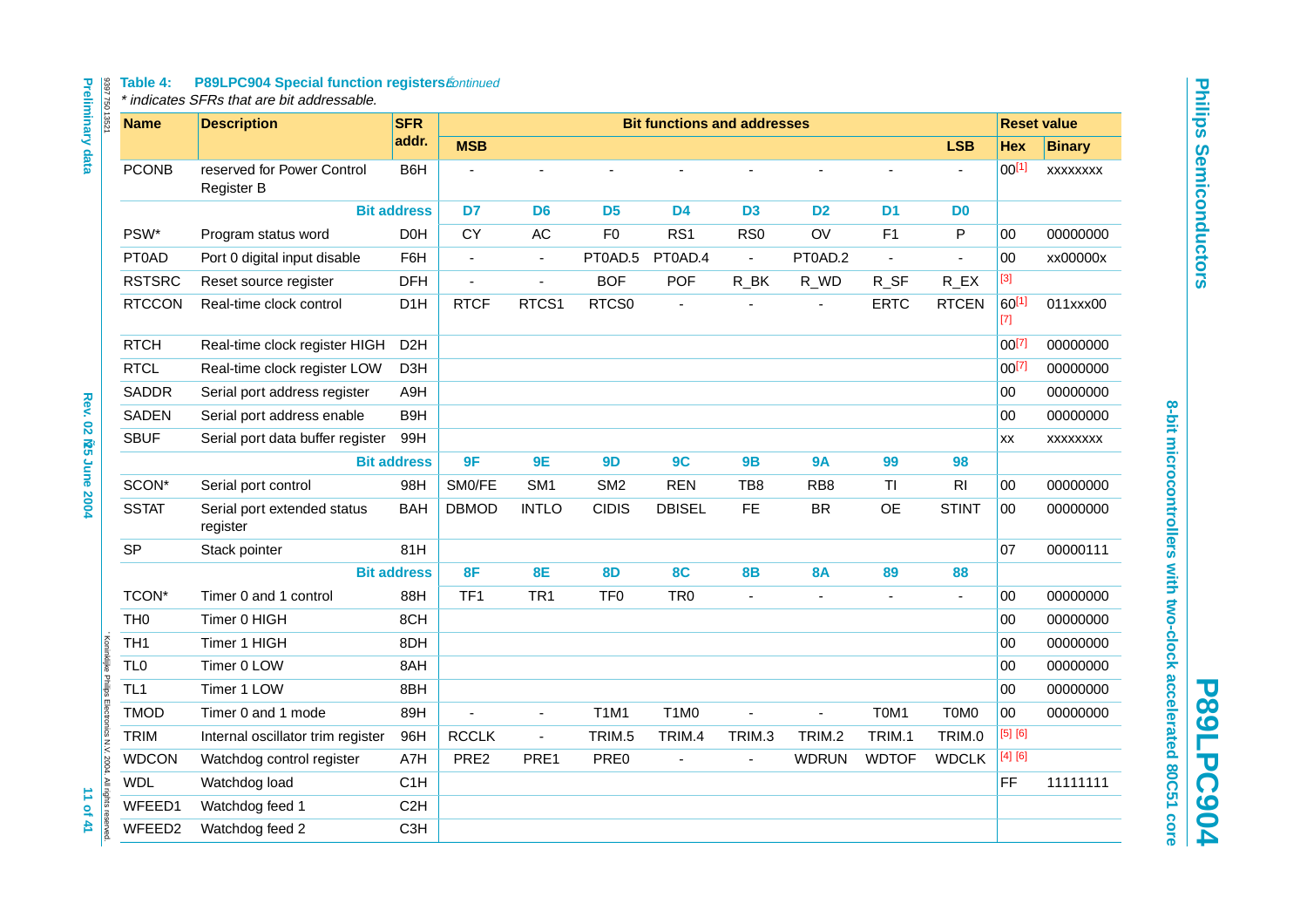**Table 4: P89LPC904 Special function registers** *…continued*

*\* indicates SFRs that are bit addressable.*

| Name | Description | SFR addr. | Bit functions and addresses | | | | | | | | Reset value | |
|---|---|---|---|---|---|---|---|---|---|---|---|---|
| | | | MSB | | | | | | | LSB | Hex | Binary |
| PCONB | reserved for Power Control Register B | B6H | - | - | - | - | - | - | - | - | 00[1] | xxxxxxxx |
| | | Bit address | D7 | D6 | D5 | D4 | D3 | D2 | D1 | D0 | | |
| PSW* | Program status word | D0H | CY | AC | F0 | RS1 | RS0 | OV | F1 | P | 00 | 00000000 |
| PT0AD | Port 0 digital input disable | F6H | - | - | PT0AD.5 | PT0AD.4 | - | PT0AD.2 | - | - | 00 | xx00000x |
| RSTSRC | Reset source register | DFH | - | - | BOF | POF | R_BK | R_WD | R_SF | R_EX | [3] | |
| RTCCON | Real-time clock control | D1H | RTCF | RTCS1 | RTCS0 | - | - | - | ERTC | RTCEN | 60[1] [7] | 011xxx00 |
| RTCH | Real-time clock register HIGH | D2H | | | | | | | | | 00[7] | 00000000 |
| RTCL | Real-time clock register LOW | D3H | | | | | | | | | 00[7] | 00000000 |
| SADDR | Serial port address register | A9H | | | | | | | | | 00 | 00000000 |
| SADEN | Serial port address enable | B9H | | | | | | | | | 00 | 00000000 |
| SBUF | Serial port data buffer register | 99H | | | | | | | | | xx | xxxxxxxx |
| | | Bit address | 9F | 9E | 9D | 9C | 9B | 9A | 99 | 98 | | |
| SCON* | Serial port control | 98H | SM0/FE | SM1 | SM2 | REN | TB8 | RB8 | TI | RI | 00 | 00000000 |
| SSTAT | Serial port extended status register | BAH | DBMOD | INTLO | CIDIS | DBISEL | FE | BR | OE | STINT | 00 | 00000000 |
| SP | Stack pointer | 81H | | | | | | | | | 07 | 00000111 |
| | | Bit address | 8F | 8E | 8D | 8C | 8B | 8A | 89 | 88 | | |
| TCON* | Timer 0 and 1 control | 88H | TF1 | TR1 | TF0 | TR0 | - | - | - | - | 00 | 00000000 |
| TH0 | Timer 0 HIGH | 8CH | | | | | | | | | 00 | 00000000 |
| TH1 | Timer 1 HIGH | 8DH | | | | | | | | | 00 | 00000000 |
| TL0 | Timer 0 LOW | 8AH | | | | | | | | | 00 | 00000000 |
| TL1 | Timer 1 LOW | 8BH | | | | | | | | | 00 | 00000000 |
| TMOD | Timer 0 and 1 mode | 89H | - | - | T1M1 | T1M0 | - | - | T0M1 | T0M0 | 00 | 00000000 |
| TRIM | Internal oscillator trim register | 96H | RCCLK | - | TRIM.5 | TRIM.4 | TRIM.3 | TRIM.2 | TRIM.1 | TRIM.0 | [5] [6] | |
| WDCON | Watchdog control register | A7H | PRE2 | PRE1 | PRE0 | - | - | WDRUN | WDTOF | WDCLK | [4] [6] | |
| WDL | Watchdog load | C1H | | | | | | | | | FF | 11111111 |
| WFEED1 | Watchdog feed 1 | C2H | | | | | | | | | | |
| WFEED2 | Watchdog feed 2 | C3H | | | | | | | | | | |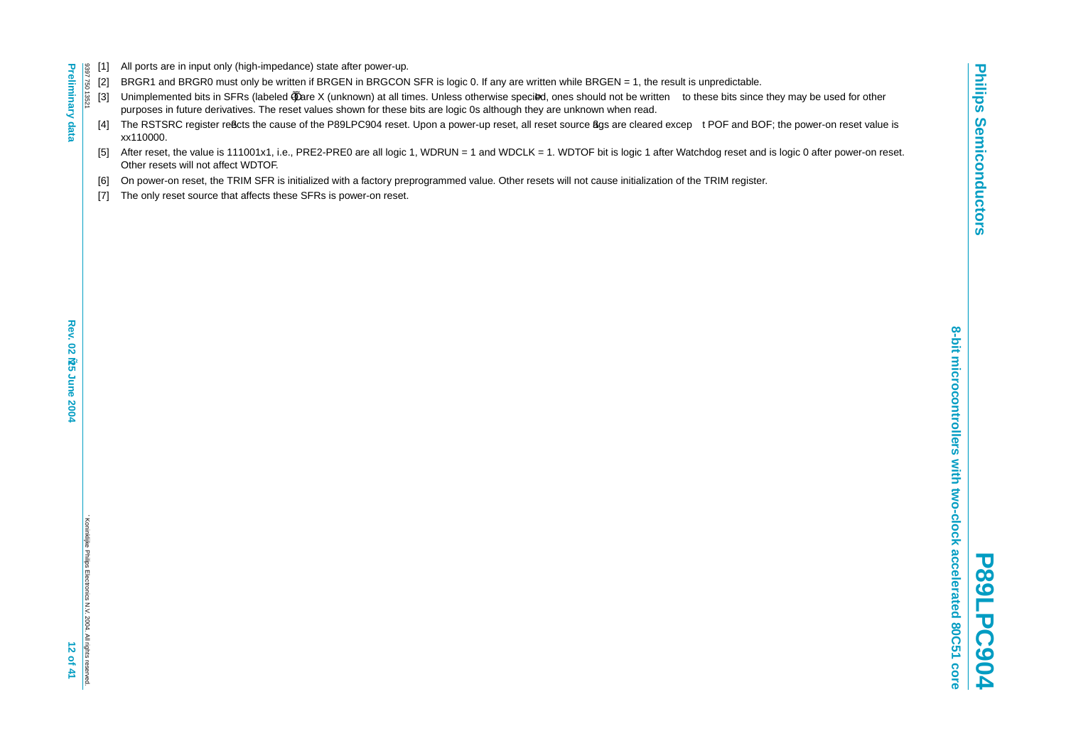[1] All ports are in input only (high-impedance) state after power-up.

[2] BRGR1 and BRGR0 must only be written if BRGEN in BRGCON SFR is logic 0. If any are written while BRGEN = 1, the result is unpredictable.

[3] Unimplemented bits in SFRs (labeled '-') are X (unknown) at all times. Unless otherwise specified, ones should not be written to these bits since they may be used for other purposes in future derivatives. The reset values shown for these bits are logic 0s although they are unknown when read.

[4] The RSTSRC register reflects the cause of the P89LPC904 reset. Upon a power-up reset, all reset source flags are cleared except POF and BOF; the power-on reset value is xx110000.

[5] After reset, the value is 111001x1, i.e., PRE2-PRE0 are all logic 1, WDRUN = 1 and WDCLK = 1. WDTOF bit is logic 1 after Watchdog reset and is logic 0 after power-on reset. Other resets will not affect WDTOF.

[6] On power-on reset, the TRIM SFR is initialized with a factory preprogrammed value. Other resets will not cause initialization of the TRIM register.

[7] The only reset source that affects these SFRs is power-on reset.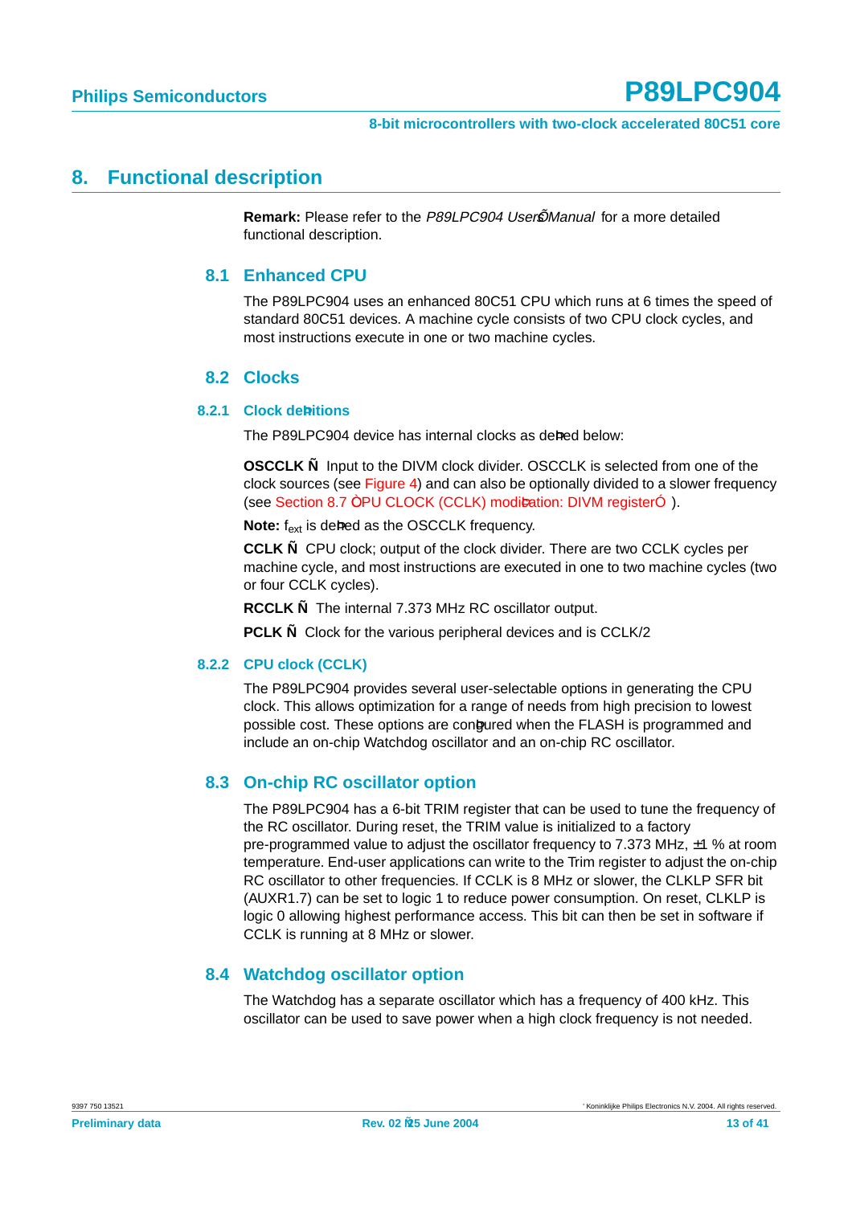## 8. Functional description

**Remark:** Please refer to the *P89LPC904 User's Manual* for a more detailed functional description.

### 8.1 Enhanced CPU

The P89LPC904 uses an enhanced 80C51 CPU which runs at 6 times the speed of standard 80C51 devices. A machine cycle consists of two CPU clock cycles, and most instructions execute in one or two machine cycles.

### 8.2 Clocks

#### 8.2.1 Clock definitions

The P89LPC904 device has internal clocks as defined below:

**OSCCLK —** Input to the DIVM clock divider. OSCCLK is selected from one of the clock sources (see Figure 4) and can also be optionally divided to a slower frequency (see Section 8.7 "CPU CLOCK (CCLK) modification: DIVM register").

**Note:** $f_{ext}$ is defined as the OSCCLK frequency.

**CCLK —** CPU clock; output of the clock divider. There are two CCLK cycles per machine cycle, and most instructions are executed in one to two machine cycles (two or four CCLK cycles).

**RCCLK —** The internal 7.373 MHz RC oscillator output.

**PCLK —** Clock for the various peripheral devices and is CCLK/2

#### 8.2.2 CPU clock (CCLK)

The P89LPC904 provides several user-selectable options in generating the CPU clock. This allows optimization for a range of needs from high precision to lowest possible cost. These options are configured when the FLASH is programmed and include an on-chip Watchdog oscillator and an on-chip RC oscillator.

### 8.3 On-chip RC oscillator option

The P89LPC904 has a 6-bit TRIM register that can be used to tune the frequency of the RC oscillator. During reset, the TRIM value is initialized to a factory pre-programmed value to adjust the oscillator frequency to 7.373 MHz, ±1 % at room temperature. End-user applications can write to the Trim register to adjust the on-chip RC oscillator to other frequencies. If CCLK is 8 MHz or slower, the CLKLP SFR bit (AUXR1.7) can be set to logic 1 to reduce power consumption. On reset, CLKLP is logic 0 allowing highest performance access. This bit can then be set in software if CCLK is running at 8 MHz or slower.

### 8.4 Watchdog oscillator option

The Watchdog has a separate oscillator which has a frequency of 400 kHz. This oscillator can be used to save power when a high clock frequency is not needed.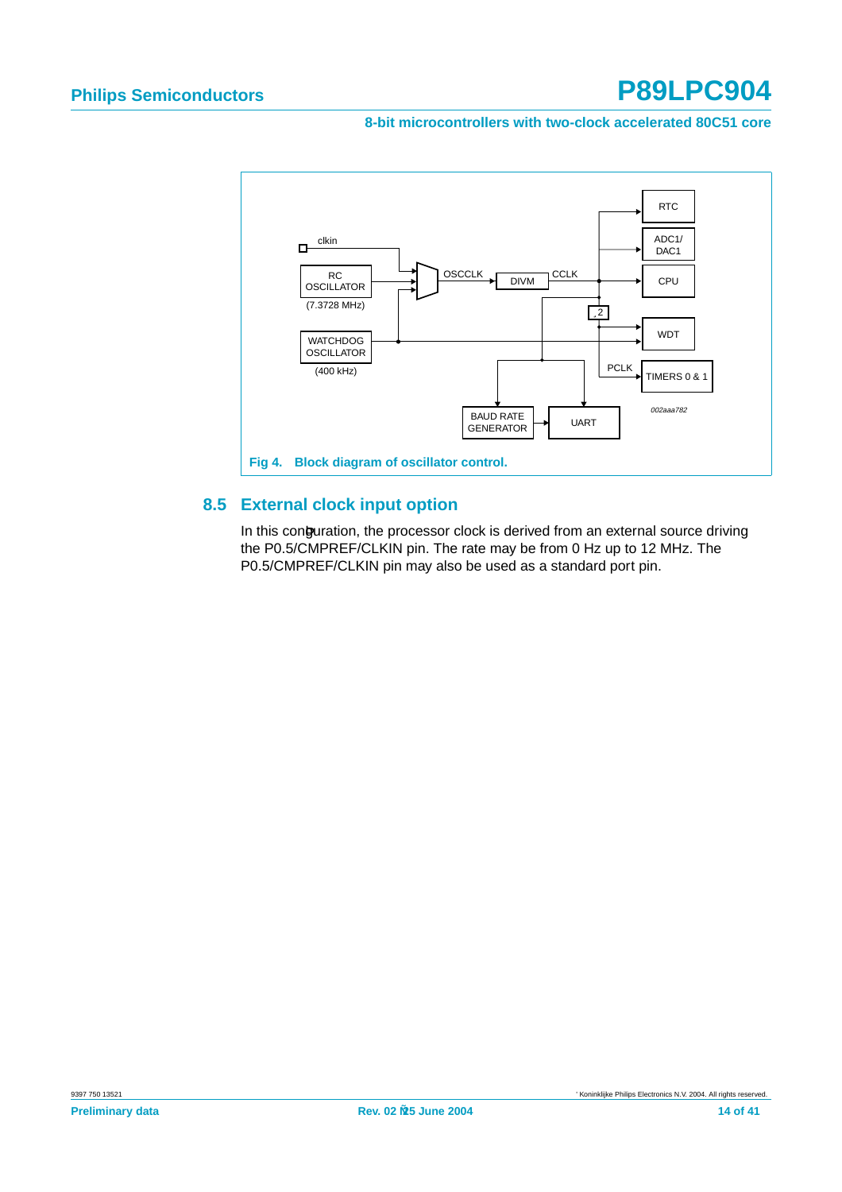clkin

RC OSCILLATOR

(7.3728 MHz)

WATCHDOG OSCILLATOR

(400 kHz)

OSCCLK

DIVM

CCLK

RTC

ADC1/ DAC1

CPU

÷2

WDT

PCLK

TIMERS 0 & 1

BAUD RATE GENERATOR

UART

002aaa782

**Fig 4. Block diagram of oscillator control.**

## 8.5 External clock input option

In this configuration, the processor clock is derived from an external source driving the P0.5/CMPREF/CLKIN pin. The rate may be from 0 Hz up to 12 MHz. The P0.5/CMPREF/CLKIN pin may also be used as a standard port pin.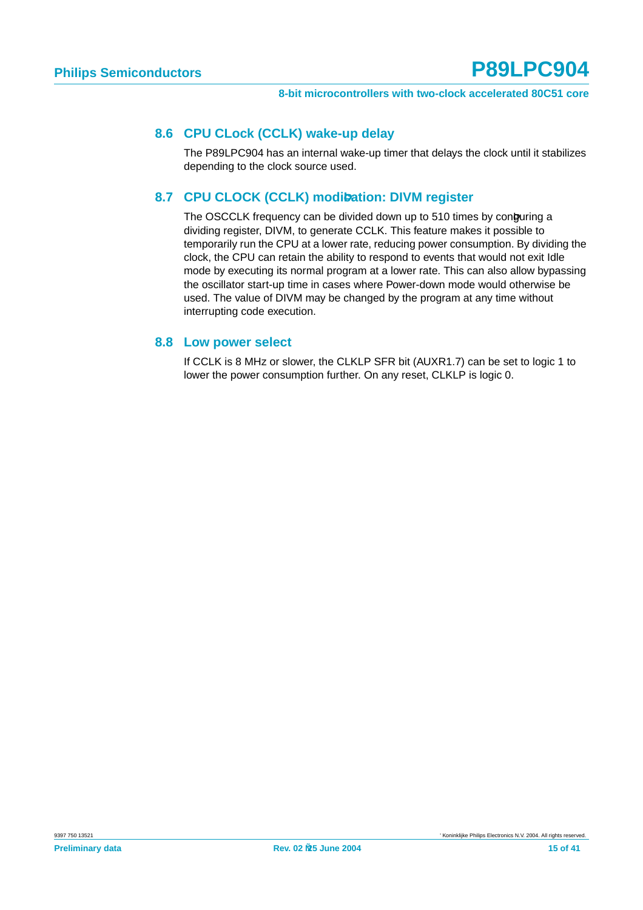## 8.6 CPU CLock (CCLK) wake-up delay

The P89LPC904 has an internal wake-up timer that delays the clock until it stabilizes depending to the clock source used.

## 8.7 CPU CLOCK (CCLK) modification: DIVM register

The OSCCLK frequency can be divided down up to 510 times by configuring a dividing register, DIVM, to generate CCLK. This feature makes it possible to temporarily run the CPU at a lower rate, reducing power consumption. By dividing the clock, the CPU can retain the ability to respond to events that would not exit Idle mode by executing its normal program at a lower rate. This can also allow bypassing the oscillator start-up time in cases where Power-down mode would otherwise be used. The value of DIVM may be changed by the program at any time without interrupting code execution.

## 8.8 Low power select

If CCLK is 8 MHz or slower, the CLKLP SFR bit (AUXR1.7) can be set to logic 1 to lower the power consumption further. On any reset, CLKLP is logic 0.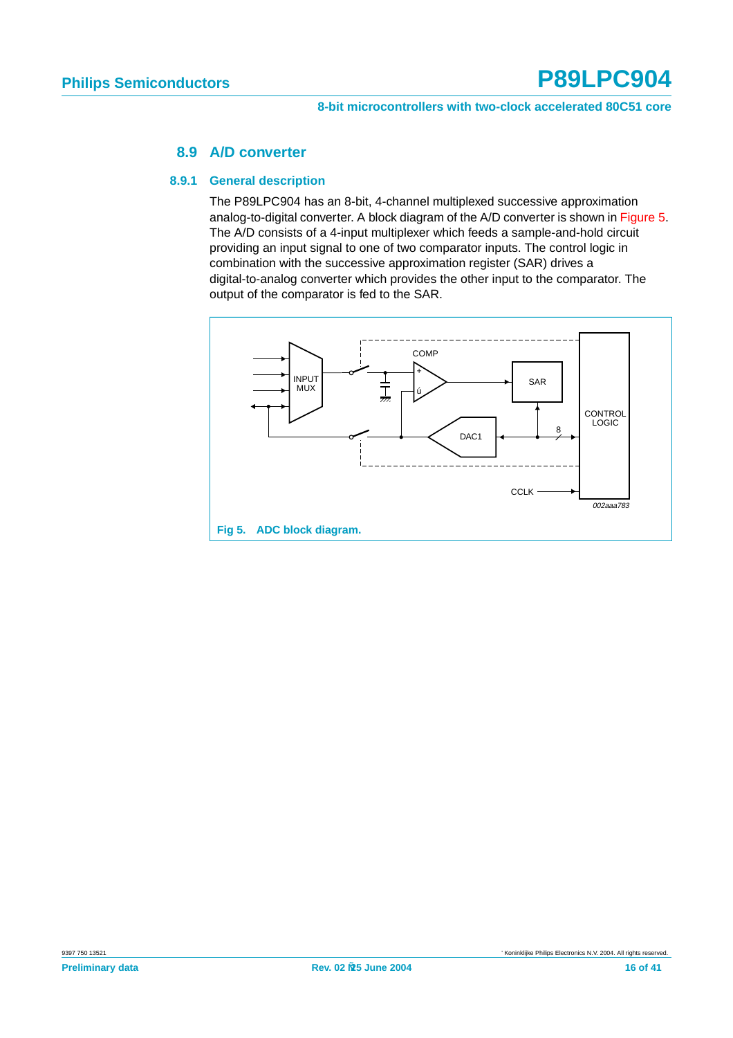## 8.9 A/D converter

### 8.9.1 General description

The P89LPC904 has an 8-bit, 4-channel multiplexed successive approximation analog-to-digital converter. A block diagram of the A/D converter is shown in Figure 5. The A/D consists of a 4-input multiplexer which feeds a sample-and-hold circuit providing an input signal to one of two comparator inputs. The control logic in combination with the successive approximation register (SAR) drives a digital-to-analog converter which provides the other input to the comparator. The output of the comparator is fed to the SAR.

INPUT MUX
COMP
+
−
SAR
CONTROL LOGIC
DAC1
8
CCLK
002aaa783

**Fig 5. ADC block diagram.**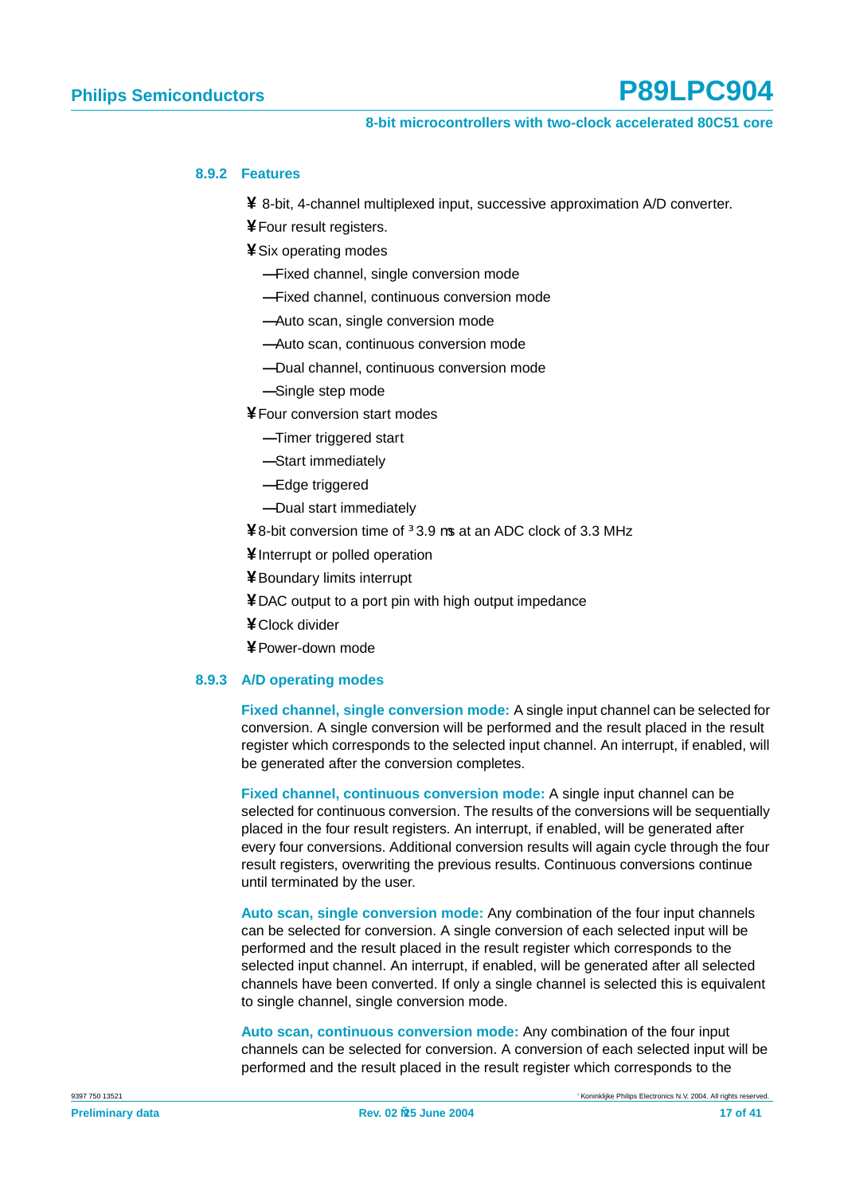### 8.9.2 Features

- 8-bit, 4-channel multiplexed input, successive approximation A/D converter.
- Four result registers.
- Six operating modes
  - Fixed channel, single conversion mode
  - Fixed channel, continuous conversion mode
  - Auto scan, single conversion mode
  - Auto scan, continuous conversion mode
  - Dual channel, continuous conversion mode
  - Single step mode
- Four conversion start modes
  - Timer triggered start
  - Start immediately
  - Edge triggered
  - Dual start immediately
- 8-bit conversion time of ≥3.9 μs at an ADC clock of 3.3 MHz
- Interrupt or polled operation
- Boundary limits interrupt
- DAC output to a port pin with high output impedance
- Clock divider
- Power-down mode

### 8.9.3 A/D operating modes

**Fixed channel, single conversion mode:** A single input channel can be selected for conversion. A single conversion will be performed and the result placed in the result register which corresponds to the selected input channel. An interrupt, if enabled, will be generated after the conversion completes.

**Fixed channel, continuous conversion mode:** A single input channel can be selected for continuous conversion. The results of the conversions will be sequentially placed in the four result registers. An interrupt, if enabled, will be generated after every four conversions. Additional conversion results will again cycle through the four result registers, overwriting the previous results. Continuous conversions continue until terminated by the user.

**Auto scan, single conversion mode:** Any combination of the four input channels can be selected for conversion. A single conversion of each selected input will be performed and the result placed in the result register which corresponds to the selected input channel. An interrupt, if enabled, will be generated after all selected channels have been converted. If only a single channel is selected this is equivalent to single channel, single conversion mode.

**Auto scan, continuous conversion mode:** Any combination of the four input channels can be selected for conversion. A conversion of each selected input will be performed and the result placed in the result register which corresponds to the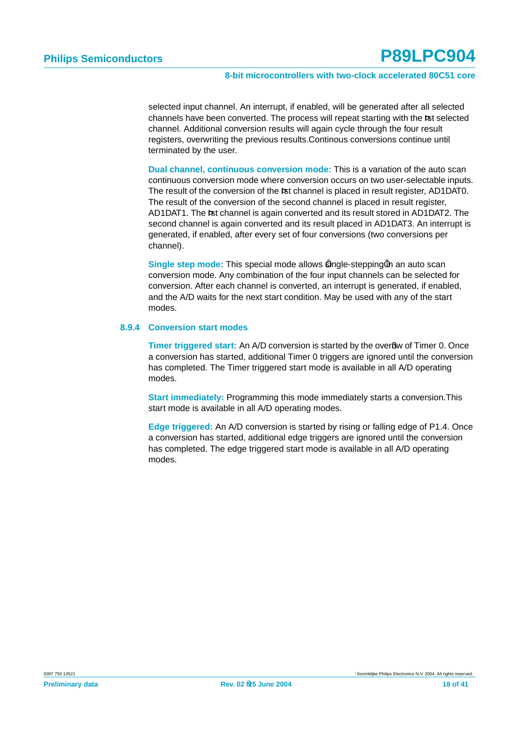selected input channel. An interrupt, if enabled, will be generated after all selected channels have been converted. The process will repeat starting with the first selected channel. Additional conversion results will again cycle through the four result registers, overwriting the previous results.Continous conversions continue until terminated by the user.

**Dual channel, continuous conversion mode:** This is a variation of the auto scan continuous conversion mode where conversion occurs on two user-selectable inputs. The result of the conversion of the first channel is placed in result register, AD1DAT0. The result of the conversion of the second channel is placed in result register, AD1DAT1. The first channel is again converted and its result stored in AD1DAT2. The second channel is again converted and its result placed in AD1DAT3. An interrupt is generated, if enabled, after every set of four conversions (two conversions per channel).

**Single step mode:** This special mode allows 'single-stepping' in an auto scan conversion mode. Any combination of the four input channels can be selected for conversion. After each channel is converted, an interrupt is generated, if enabled, and the A/D waits for the next start condition. May be used with any of the start modes.

### 8.9.4 Conversion start modes

**Timer triggered start:** An A/D conversion is started by the overflow of Timer 0. Once a conversion has started, additional Timer 0 triggers are ignored until the conversion has completed. The Timer triggered start mode is available in all A/D operating modes.

**Start immediately:** Programming this mode immediately starts a conversion.This start mode is available in all A/D operating modes.

**Edge triggered:** An A/D conversion is started by rising or falling edge of P1.4. Once a conversion has started, additional edge triggers are ignored until the conversion has completed. The edge triggered start mode is available in all A/D operating modes.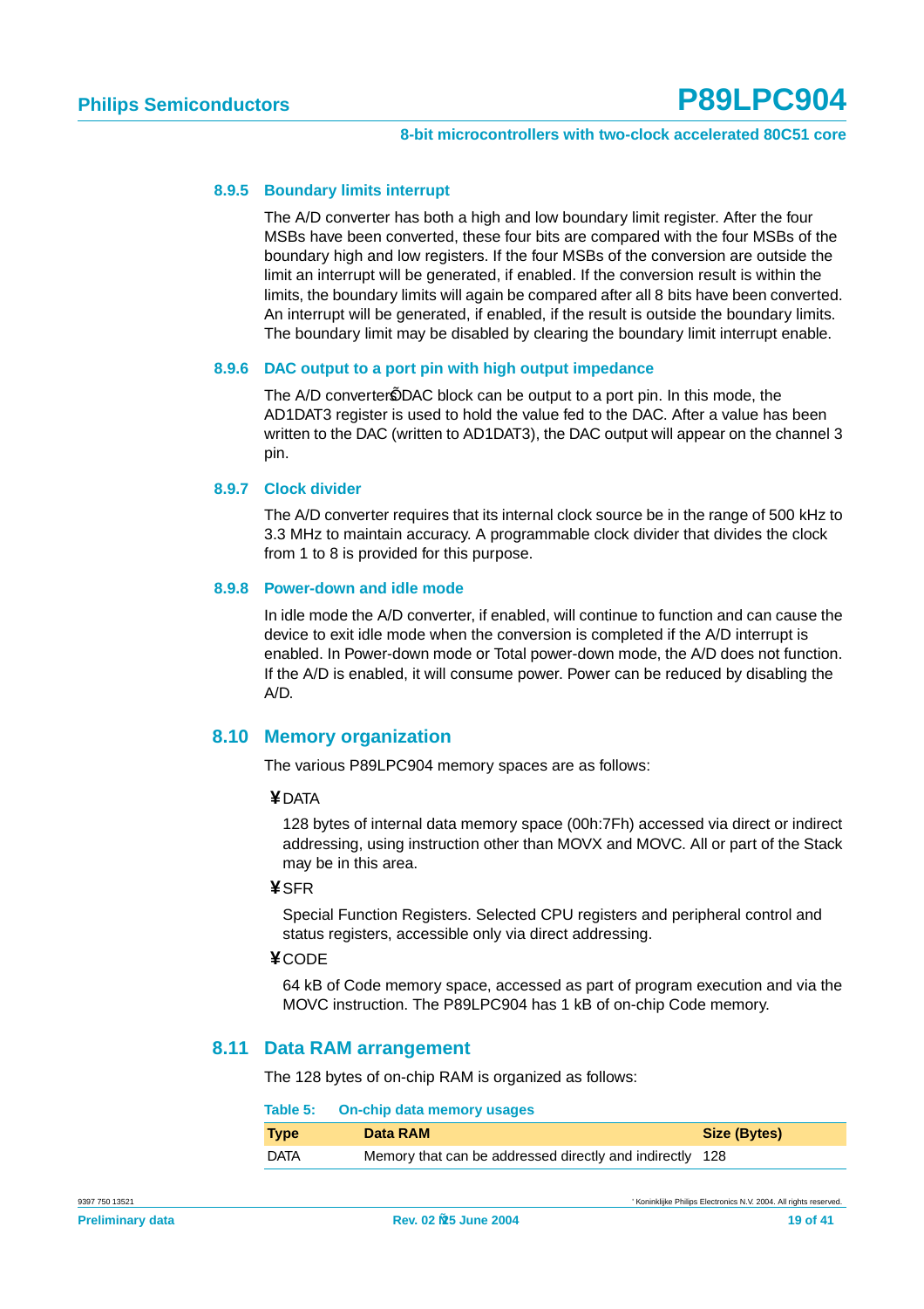### 8.9.5 Boundary limits interrupt

The A/D converter has both a high and low boundary limit register. After the four MSBs have been converted, these four bits are compared with the four MSBs of the boundary high and low registers. If the four MSBs of the conversion are outside the limit an interrupt will be generated, if enabled. If the conversion result is within the limits, the boundary limits will again be compared after all 8 bits have been converted. An interrupt will be generated, if enabled, if the result is outside the boundary limits. The boundary limit may be disabled by clearing the boundary limit interrupt enable.

### 8.9.6 DAC output to a port pin with high output impedance

The A/D converter's DAC block can be output to a port pin. In this mode, the AD1DAT3 register is used to hold the value fed to the DAC. After a value has been written to the DAC (written to AD1DAT3), the DAC output will appear on the channel 3 pin.

### 8.9.7 Clock divider

The A/D converter requires that its internal clock source be in the range of 500 kHz to 3.3 MHz to maintain accuracy. A programmable clock divider that divides the clock from 1 to 8 is provided for this purpose.

### 8.9.8 Power-down and idle mode

In idle mode the A/D converter, if enabled, will continue to function and can cause the device to exit idle mode when the conversion is completed if the A/D interrupt is enabled. In Power-down mode or Total power-down mode, the A/D does not function. If the A/D is enabled, it will consume power. Power can be reduced by disabling the A/D.

## 8.10 Memory organization

The various P89LPC904 memory spaces are as follows:

- DATA

  128 bytes of internal data memory space (00h:7Fh) accessed via direct or indirect addressing, using instruction other than MOVX and MOVC. All or part of the Stack may be in this area.

- SFR

  Special Function Registers. Selected CPU registers and peripheral control and status registers, accessible only via direct addressing.

- CODE

  64 kB of Code memory space, accessed as part of program execution and via the MOVC instruction. The P89LPC904 has 1 kB of on-chip Code memory.

## 8.11 Data RAM arrangement

The 128 bytes of on-chip RAM is organized as follows:

**Table 5: On-chip data memory usages**

| Type | Data RAM | Size (Bytes) |
|---|---|---|
| DATA | Memory that can be addressed directly and indirectly | 128 |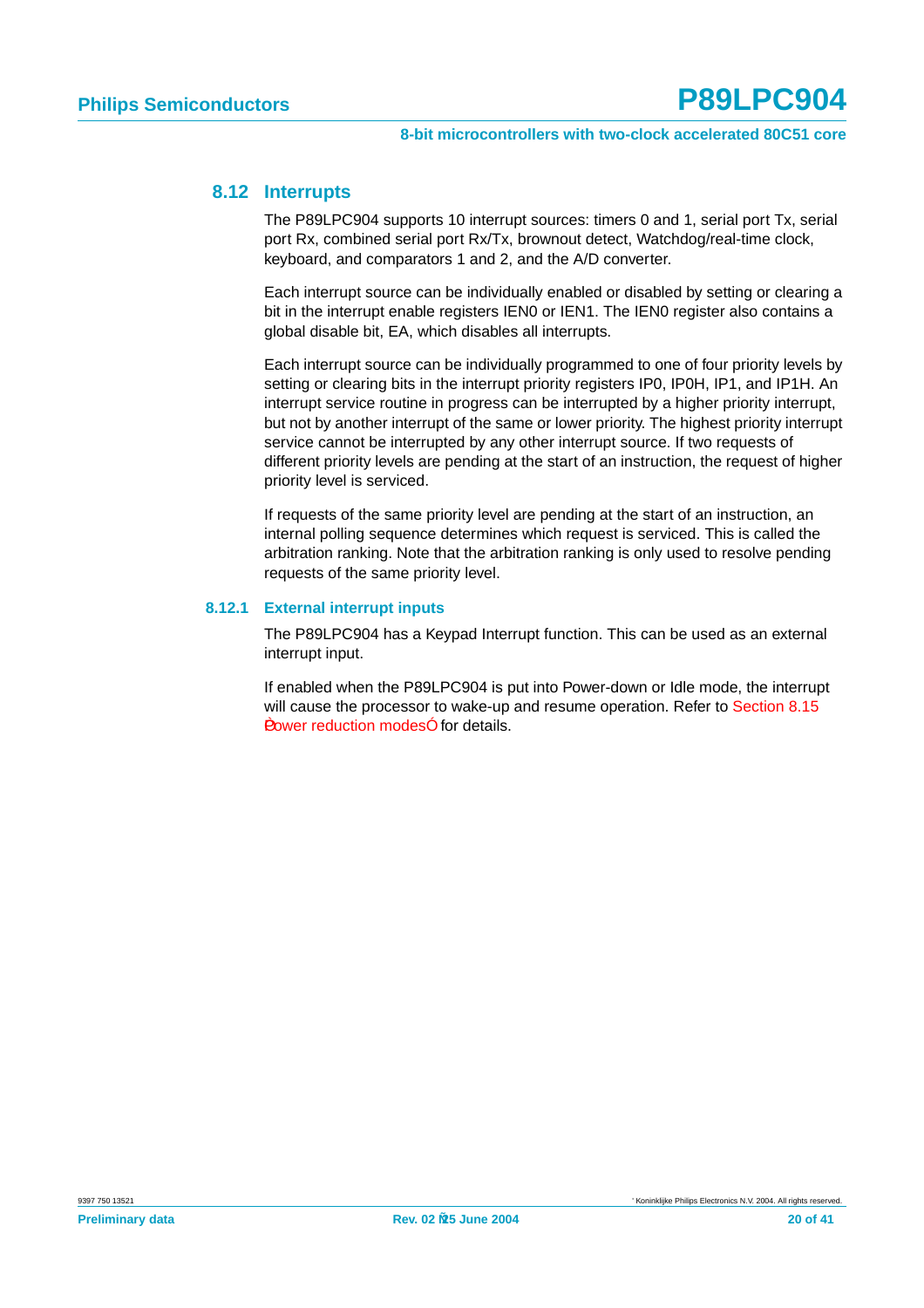## 8.12 Interrupts

The P89LPC904 supports 10 interrupt sources: timers 0 and 1, serial port Tx, serial port Rx, combined serial port Rx/Tx, brownout detect, Watchdog/real-time clock, keyboard, and comparators 1 and 2, and the A/D converter.

Each interrupt source can be individually enabled or disabled by setting or clearing a bit in the interrupt enable registers IEN0 or IEN1. The IEN0 register also contains a global disable bit, EA, which disables all interrupts.

Each interrupt source can be individually programmed to one of four priority levels by setting or clearing bits in the interrupt priority registers IP0, IP0H, IP1, and IP1H. An interrupt service routine in progress can be interrupted by a higher priority interrupt, but not by another interrupt of the same or lower priority. The highest priority interrupt service cannot be interrupted by any other interrupt source. If two requests of different priority levels are pending at the start of an instruction, the request of higher priority level is serviced.

If requests of the same priority level are pending at the start of an instruction, an internal polling sequence determines which request is serviced. This is called the arbitration ranking. Note that the arbitration ranking is only used to resolve pending requests of the same priority level.

### 8.12.1 External interrupt inputs

The P89LPC904 has a Keypad Interrupt function. This can be used as an external interrupt input.

If enabled when the P89LPC904 is put into Power-down or Idle mode, the interrupt will cause the processor to wake-up and resume operation. Refer to Section 8.15 “Power reduction modes” for details.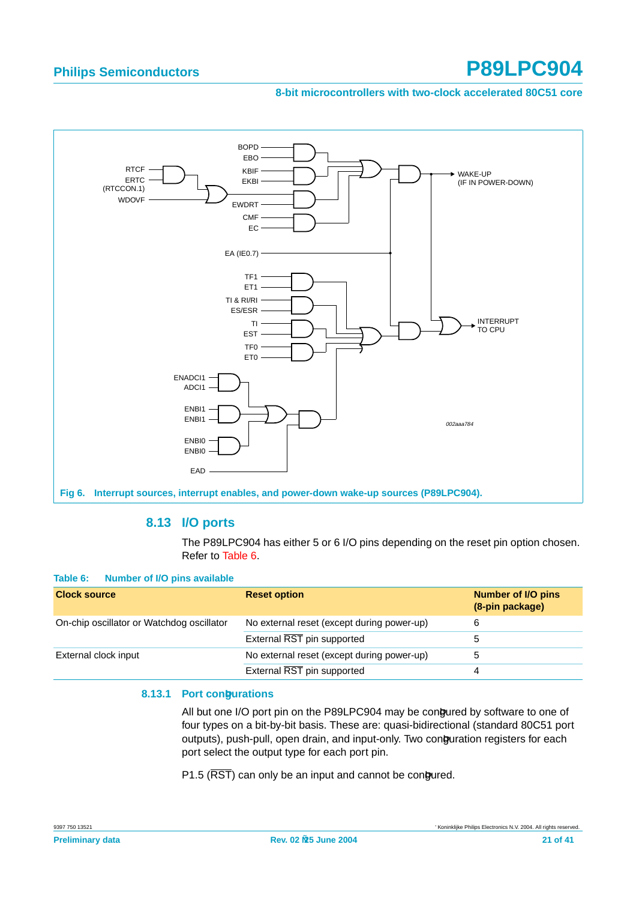BOPD
EBO
RTCF
ERTC
(RTCCON.1)
WDOVF
KBIF
EKBI
EWDRT
CMF
EC
WAKE-UP
(IF IN POWER-DOWN)
EA (IE0.7)
TF1
ET1
TI & RI/RI
ES/ESR
TI
EST
TF0
ET0
INTERRUPT
TO CPU
ENADCI1
ADCI1
ENBI1
ENBI1
ENBI0
ENBI0
EAD
002aaa784

**Fig 6. Interrupt sources, interrupt enables, and power-down wake-up sources (P89LPC904).**

## 8.13 I/O ports

The P89LPC904 has either 5 or 6 I/O pins depending on the reset pin option chosen. Refer to Table 6.

**Table 6: Number of I/O pins available**

| Clock source | Reset option | Number of I/O pins (8-pin package) |
|---|---|---|
| On-chip oscillator or Watchdog oscillator | No external reset (except during power-up) | 6 |
| | External RST pin supported | 5 |
| External clock input | No external reset (except during power-up) | 5 |
| | External RST pin supported | 4 |

### 8.13.1 Port configurations

All but one I/O port pin on the P89LPC904 may be configured by software to one of four types on a bit-by-bit basis. These are: quasi-bidirectional (standard 80C51 port outputs), push-pull, open drain, and input-only. Two configuration registers for each port select the output type for each port pin.

P1.5 (RST) can only be an input and cannot be configured.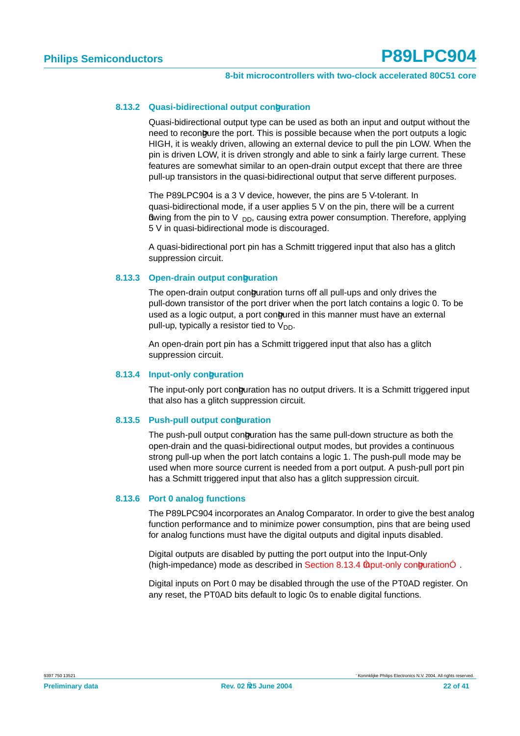#### 8.13.2 Quasi-bidirectional output configuration

Quasi-bidirectional output type can be used as both an input and output without the need to reconfigure the port. This is possible because when the port outputs a logic HIGH, it is weakly driven, allowing an external device to pull the pin LOW. When the pin is driven LOW, it is driven strongly and able to sink a fairly large current. These features are somewhat similar to an open-drain output except that there are three pull-up transistors in the quasi-bidirectional output that serve different purposes.

The P89LPC904 is a 3 V device, however, the pins are 5 V-tolerant. In quasi-bidirectional mode, if a user applies 5 V on the pin, there will be a current flowing from the pin to $V_{DD}$, causing extra power consumption. Therefore, applying 5 V in quasi-bidirectional mode is discouraged.

A quasi-bidirectional port pin has a Schmitt triggered input that also has a glitch suppression circuit.

#### 8.13.3 Open-drain output configuration

The open-drain output configuration turns off all pull-ups and only drives the pull-down transistor of the port driver when the port latch contains a logic 0. To be used as a logic output, a port configured in this manner must have an external pull-up, typically a resistor tied to $V_{DD}$.

An open-drain port pin has a Schmitt triggered input that also has a glitch suppression circuit.

#### 8.13.4 Input-only configuration

The input-only port configuration has no output drivers. It is a Schmitt triggered input that also has a glitch suppression circuit.

#### 8.13.5 Push-pull output configuration

The push-pull output configuration has the same pull-down structure as both the open-drain and the quasi-bidirectional output modes, but provides a continuous strong pull-up when the port latch contains a logic 1. The push-pull mode may be used when more source current is needed from a port output. A push-pull port pin has a Schmitt triggered input that also has a glitch suppression circuit.

#### 8.13.6 Port 0 analog functions

The P89LPC904 incorporates an Analog Comparator. In order to give the best analog function performance and to minimize power consumption, pins that are being used for analog functions must have the digital outputs and digital inputs disabled.

Digital outputs are disabled by putting the port output into the Input-Only (high-impedance) mode as described in Section 8.13.4 "Input-only configuration".

Digital inputs on Port 0 may be disabled through the use of the PT0AD register. On any reset, the PT0AD bits default to logic 0s to enable digital functions.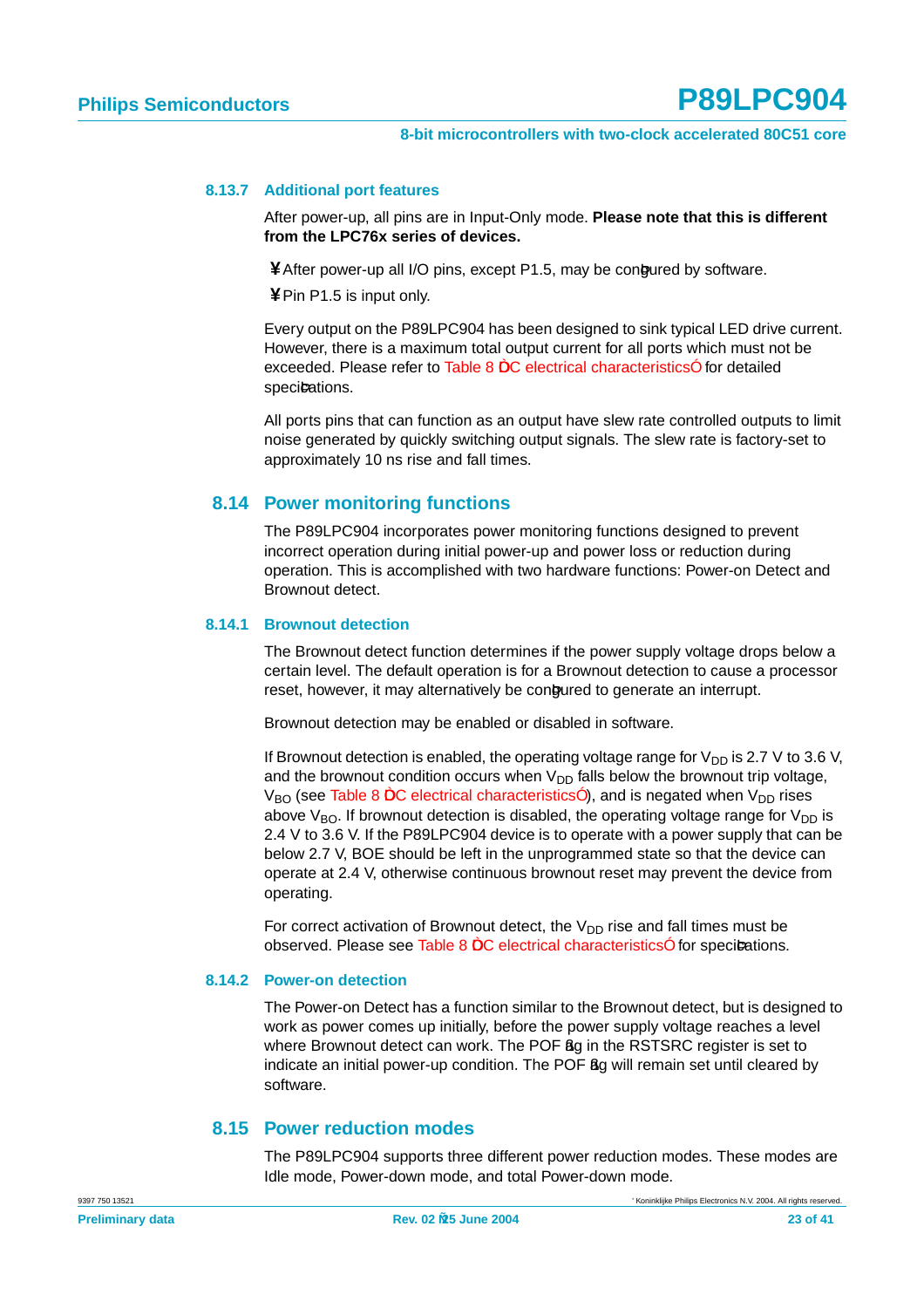### 8.13.7 Additional port features

After power-up, all pins are in Input-Only mode. **Please note that this is different from the LPC76x series of devices.**

- After power-up all I/O pins, except P1.5, may be configured by software.
- Pin P1.5 is input only.

Every output on the P89LPC904 has been designed to sink typical LED drive current. However, there is a maximum total output current for all ports which must not be exceeded. Please refer to Table 8 "DC electrical characteristics" for detailed specifications.

All ports pins that can function as an output have slew rate controlled outputs to limit noise generated by quickly switching output signals. The slew rate is factory-set to approximately 10 ns rise and fall times.

## 8.14 Power monitoring functions

The P89LPC904 incorporates power monitoring functions designed to prevent incorrect operation during initial power-up and power loss or reduction during operation. This is accomplished with two hardware functions: Power-on Detect and Brownout detect.

### 8.14.1 Brownout detection

The Brownout detect function determines if the power supply voltage drops below a certain level. The default operation is for a Brownout detection to cause a processor reset, however, it may alternatively be configured to generate an interrupt.

Brownout detection may be enabled or disabled in software.

If Brownout detection is enabled, the operating voltage range for $V_{DD}$ is 2.7 V to 3.6 V, and the brownout condition occurs when $V_{DD}$ falls below the brownout trip voltage, $V_{BO}$ (see Table 8 "DC electrical characteristics"), and is negated when $V_{DD}$ rises above $V_{BO}$. If brownout detection is disabled, the operating voltage range for $V_{DD}$ is 2.4 V to 3.6 V. If the P89LPC904 device is to operate with a power supply that can be below 2.7 V, BOE should be left in the unprogrammed state so that the device can operate at 2.4 V, otherwise continuous brownout reset may prevent the device from operating.

For correct activation of Brownout detect, the $V_{DD}$ rise and fall times must be observed. Please see Table 8 "DC electrical characteristics" for specifications.

### 8.14.2 Power-on detection

The Power-on Detect has a function similar to the Brownout detect, but is designed to work as power comes up initially, before the power supply voltage reaches a level where Brownout detect can work. The POF flag in the RSTSRC register is set to indicate an initial power-up condition. The POF flag will remain set until cleared by software.

## 8.15 Power reduction modes

The P89LPC904 supports three different power reduction modes. These modes are Idle mode, Power-down mode, and total Power-down mode.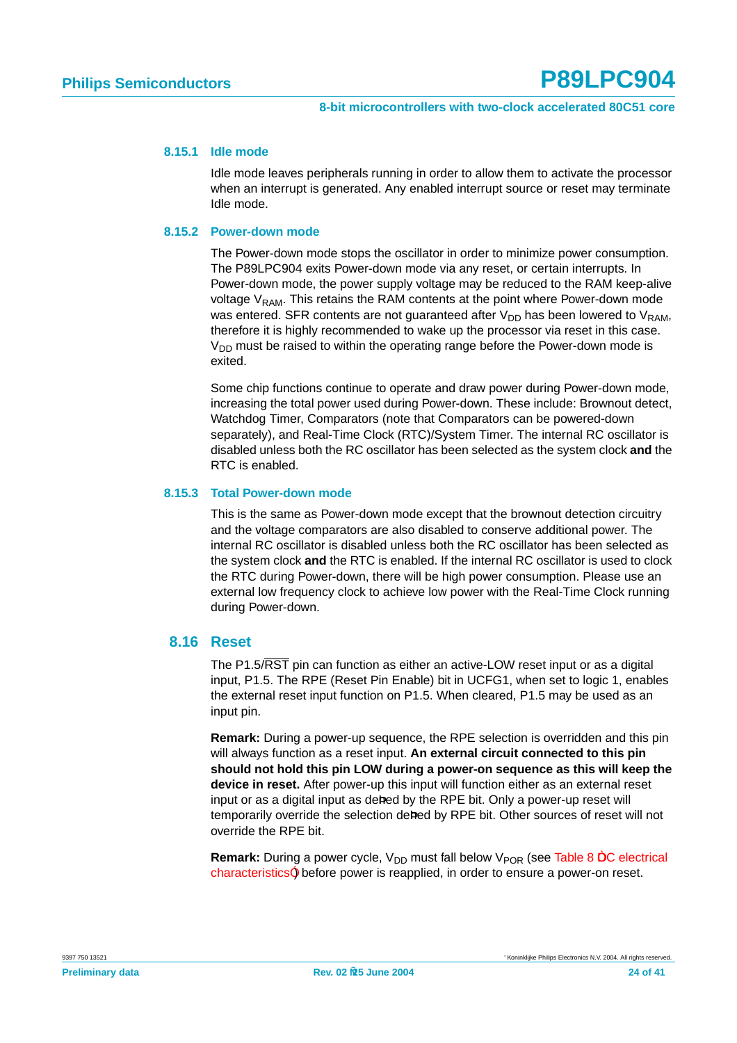#### 8.15.1 Idle mode

Idle mode leaves peripherals running in order to allow them to activate the processor when an interrupt is generated. Any enabled interrupt source or reset may terminate Idle mode.

#### 8.15.2 Power-down mode

The Power-down mode stops the oscillator in order to minimize power consumption. The P89LPC904 exits Power-down mode via any reset, or certain interrupts. In Power-down mode, the power supply voltage may be reduced to the RAM keep-alive voltage $V_{RAM}$. This retains the RAM contents at the point where Power-down mode was entered. SFR contents are not guaranteed after $V_{DD}$ has been lowered to $V_{RAM}$, therefore it is highly recommended to wake up the processor via reset in this case. $V_{DD}$ must be raised to within the operating range before the Power-down mode is exited.

Some chip functions continue to operate and draw power during Power-down mode, increasing the total power used during Power-down. These include: Brownout detect, Watchdog Timer, Comparators (note that Comparators can be powered-down separately), and Real-Time Clock (RTC)/System Timer. The internal RC oscillator is disabled unless both the RC oscillator has been selected as the system clock **and** the RTC is enabled.

#### 8.15.3 Total Power-down mode

This is the same as Power-down mode except that the brownout detection circuitry and the voltage comparators are also disabled to conserve additional power. The internal RC oscillator is disabled unless both the RC oscillator has been selected as the system clock **and** the RTC is enabled. If the internal RC oscillator is used to clock the RTC during Power-down, there will be high power consumption. Please use an external low frequency clock to achieve low power with the Real-Time Clock running during Power-down.

### 8.16 Reset

The P1.5/$\overline{RST}$ pin can function as either an active-LOW reset input or as a digital input, P1.5. The RPE (Reset Pin Enable) bit in UCFG1, when set to logic 1, enables the external reset input function on P1.5. When cleared, P1.5 may be used as an input pin.

**Remark:** During a power-up sequence, the RPE selection is overridden and this pin will always function as a reset input. **An external circuit connected to this pin should not hold this pin LOW during a power-on sequence as this will keep the device in reset.** After power-up this input will function either as an external reset input or as a digital input as defined by the RPE bit. Only a power-up reset will temporarily override the selection defined by RPE bit. Other sources of reset will not override the RPE bit.

**Remark:** During a power cycle, $V_{DD}$ must fall below $V_{POR}$ (see Table 8 “DC electrical characteristics”) before power is reapplied, in order to ensure a power-on reset.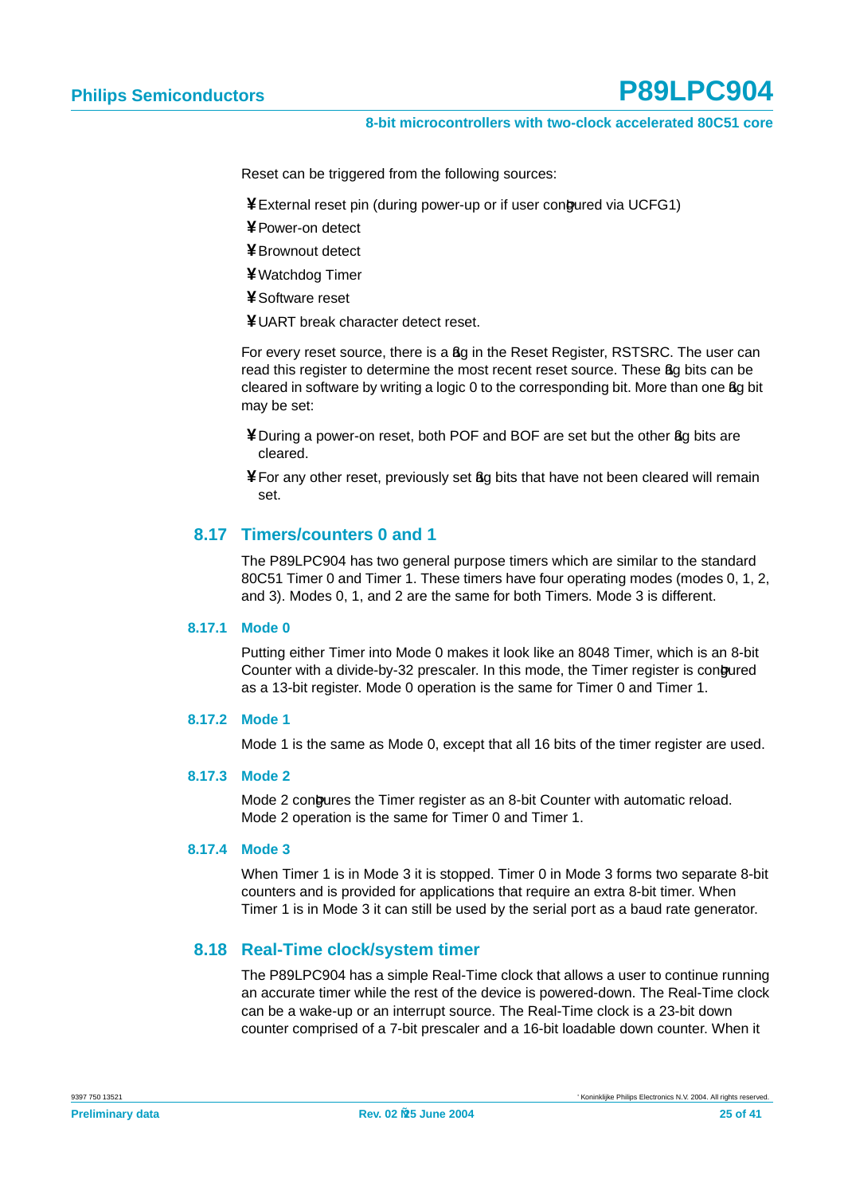Reset can be triggered from the following sources:

- External reset pin (during power-up or if user configured via UCFG1)
- Power-on detect
- Brownout detect
- Watchdog Timer
- Software reset
- UART break character detect reset.

For every reset source, there is a flag in the Reset Register, RSTSRC. The user can read this register to determine the most recent reset source. These flag bits can be cleared in software by writing a logic 0 to the corresponding bit. More than one flag bit may be set:

- During a power-on reset, both POF and BOF are set but the other flag bits are cleared.
- For any other reset, previously set flag bits that have not been cleared will remain set.

## 8.17 Timers/counters 0 and 1

The P89LPC904 has two general purpose timers which are similar to the standard 80C51 Timer 0 and Timer 1. These timers have four operating modes (modes 0, 1, 2, and 3). Modes 0, 1, and 2 are the same for both Timers. Mode 3 is different.

### 8.17.1 Mode 0

Putting either Timer into Mode 0 makes it look like an 8048 Timer, which is an 8-bit Counter with a divide-by-32 prescaler. In this mode, the Timer register is configured as a 13-bit register. Mode 0 operation is the same for Timer 0 and Timer 1.

### 8.17.2 Mode 1

Mode 1 is the same as Mode 0, except that all 16 bits of the timer register are used.

### 8.17.3 Mode 2

Mode 2 configures the Timer register as an 8-bit Counter with automatic reload. Mode 2 operation is the same for Timer 0 and Timer 1.

### 8.17.4 Mode 3

When Timer 1 is in Mode 3 it is stopped. Timer 0 in Mode 3 forms two separate 8-bit counters and is provided for applications that require an extra 8-bit timer. When Timer 1 is in Mode 3 it can still be used by the serial port as a baud rate generator.

## 8.18 Real-Time clock/system timer

The P89LPC904 has a simple Real-Time clock that allows a user to continue running an accurate timer while the rest of the device is powered-down. The Real-Time clock can be a wake-up or an interrupt source. The Real-Time clock is a 23-bit down counter comprised of a 7-bit prescaler and a 16-bit loadable down counter. When it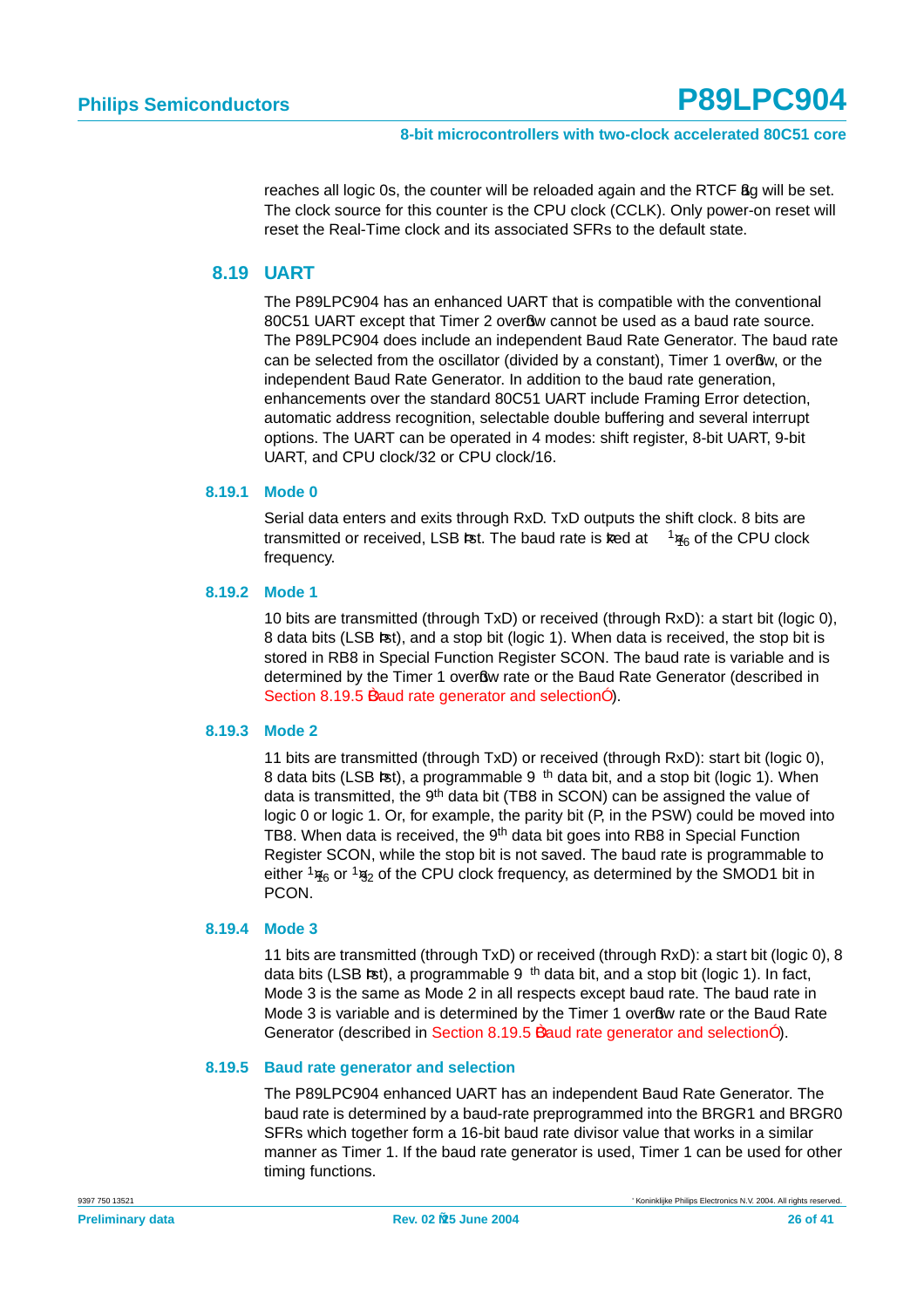reaches all logic 0s, the counter will be reloaded again and the RTCF flag will be set. The clock source for this counter is the CPU clock (CCLK). Only power-on reset will reset the Real-Time clock and its associated SFRs to the default state.

## 8.19 UART

The P89LPC904 has an enhanced UART that is compatible with the conventional 80C51 UART except that Timer 2 overflow cannot be used as a baud rate source. The P89LPC904 does include an independent Baud Rate Generator. The baud rate can be selected from the oscillator (divided by a constant), Timer 1 overflow, or the independent Baud Rate Generator. In addition to the baud rate generation, enhancements over the standard 80C51 UART include Framing Error detection, automatic address recognition, selectable double buffering and several interrupt options. The UART can be operated in 4 modes: shift register, 8-bit UART, 9-bit UART, and CPU clock/32 or CPU clock/16.

### 8.19.1 Mode 0

Serial data enters and exits through RxD. TxD outputs the shift clock. 8 bits are transmitted or received, LSB first. The baud rate is fixed at $1/16$ of the CPU clock frequency.

### 8.19.2 Mode 1

10 bits are transmitted (through TxD) or received (through RxD): a start bit (logic 0), 8 data bits (LSB first), and a stop bit (logic 1). When data is received, the stop bit is stored in RB8 in Special Function Register SCON. The baud rate is variable and is determined by the Timer 1 overflow rate or the Baud Rate Generator (described in Section 8.19.5 "Baud rate generator and selection").

### 8.19.3 Mode 2

11 bits are transmitted (through TxD) or received (through RxD): start bit (logic 0), 8 data bits (LSB first), a programmable 9th data bit, and a stop bit (logic 1). When data is transmitted, the 9th data bit (TB8 in SCON) can be assigned the value of logic 0 or logic 1. Or, for example, the parity bit (P, in the PSW) could be moved into TB8. When data is received, the 9th data bit goes into RB8 in Special Function Register SCON, while the stop bit is not saved. The baud rate is programmable to either $1/16$ or $1/32$ of the CPU clock frequency, as determined by the SMOD1 bit in PCON.

### 8.19.4 Mode 3

11 bits are transmitted (through TxD) or received (through RxD): a start bit (logic 0), 8 data bits (LSB first), a programmable 9th data bit, and a stop bit (logic 1). In fact, Mode 3 is the same as Mode 2 in all respects except baud rate. The baud rate in Mode 3 is variable and is determined by the Timer 1 overflow rate or the Baud Rate Generator (described in Section 8.19.5 "Baud rate generator and selection").

### 8.19.5 Baud rate generator and selection

The P89LPC904 enhanced UART has an independent Baud Rate Generator. The baud rate is determined by a baud-rate preprogrammed into the BRGR1 and BRGR0 SFRs which together form a 16-bit baud rate divisor value that works in a similar manner as Timer 1. If the baud rate generator is used, Timer 1 can be used for other timing functions.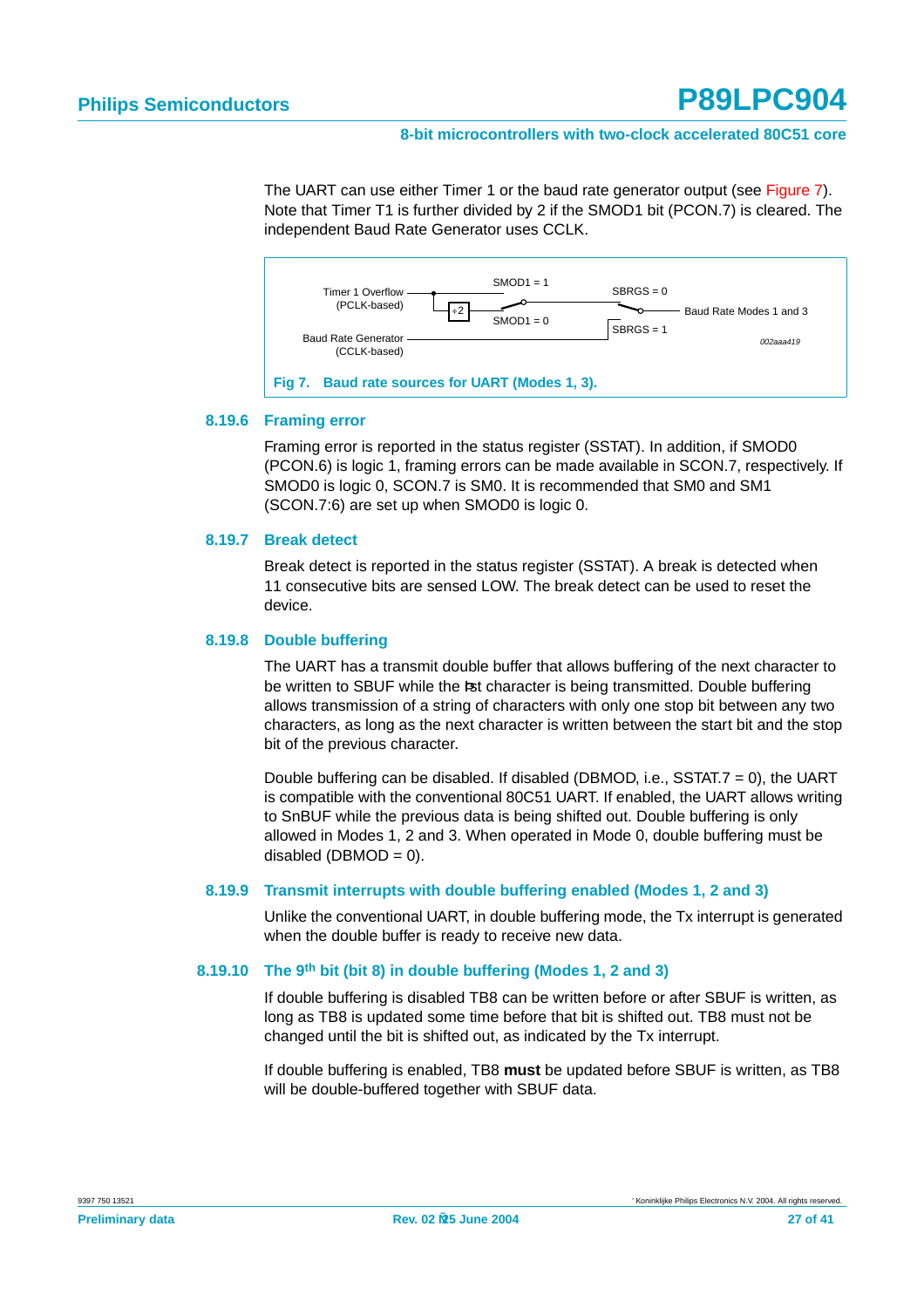The UART can use either Timer 1 or the baud rate generator output (see Figure 7). Note that Timer T1 is further divided by 2 if the SMOD1 bit (PCON.7) is cleared. The independent Baud Rate Generator uses CCLK.

Timer 1 Overflow (PCLK-based)

÷2

SMOD1 = 1

SMOD1 = 0

SBRGS = 0

SBRGS = 1

Baud Rate Modes 1 and 3

Baud Rate Generator (CCLK-based)

002aaa419

**Fig 7. Baud rate sources for UART (Modes 1, 3).**

### 8.19.6 Framing error

Framing error is reported in the status register (SSTAT). In addition, if SMOD0 (PCON.6) is logic 1, framing errors can be made available in SCON.7, respectively. If SMOD0 is logic 0, SCON.7 is SM0. It is recommended that SM0 and SM1 (SCON.7:6) are set up when SMOD0 is logic 0.

### 8.19.7 Break detect

Break detect is reported in the status register (SSTAT). A break is detected when 11 consecutive bits are sensed LOW. The break detect can be used to reset the device.

### 8.19.8 Double buffering

The UART has a transmit double buffer that allows buffering of the next character to be written to SBUF while the first character is being transmitted. Double buffering allows transmission of a string of characters with only one stop bit between any two characters, as long as the next character is written between the start bit and the stop bit of the previous character.

Double buffering can be disabled. If disabled (DBMOD, i.e., SSTAT.7 = 0), the UART is compatible with the conventional 80C51 UART. If enabled, the UART allows writing to SnBUF while the previous data is being shifted out. Double buffering is only allowed in Modes 1, 2 and 3. When operated in Mode 0, double buffering must be disabled (DBMOD = 0).

### 8.19.9 Transmit interrupts with double buffering enabled (Modes 1, 2 and 3)

Unlike the conventional UART, in double buffering mode, the Tx interrupt is generated when the double buffer is ready to receive new data.

### 8.19.10 The 9$^{th}$ bit (bit 8) in double buffering (Modes 1, 2 and 3)

If double buffering is disabled TB8 can be written before or after SBUF is written, as long as TB8 is updated some time before that bit is shifted out. TB8 must not be changed until the bit is shifted out, as indicated by the Tx interrupt.

If double buffering is enabled, TB8 **must** be updated before SBUF is written, as TB8 will be double-buffered together with SBUF data.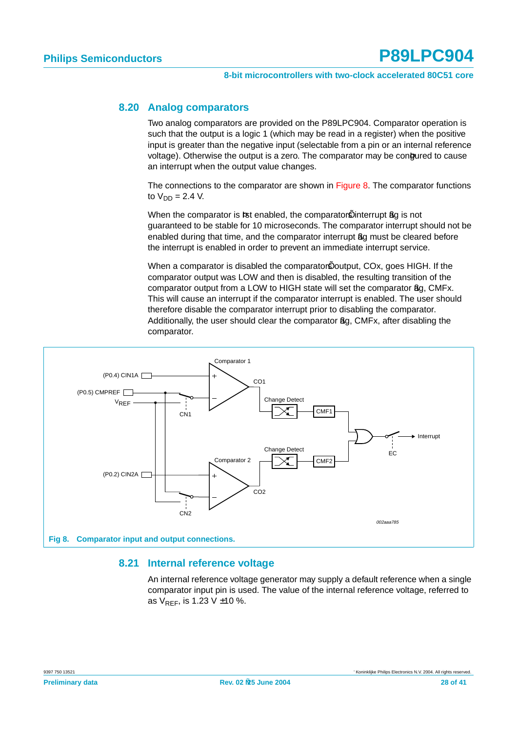## 8.20 Analog comparators

Two analog comparators are provided on the P89LPC904. Comparator operation is such that the output is a logic 1 (which may be read in a register) when the positive input is greater than the negative input (selectable from a pin or an internal reference voltage). Otherwise the output is a zero. The comparator may be configured to cause an interrupt when the output value changes.

The connections to the comparator are shown in Figure 8. The comparator functions to $V_{DD}$ = 2.4 V.

When the comparator is first enabled, the comparator's interrupt flag is not guaranteed to be stable for 10 microseconds. The comparator interrupt should not be enabled during that time, and the comparator interrupt flag must be cleared before the interrupt is enabled in order to prevent an immediate interrupt service.

When a comparator is disabled the comparator's output, COx, goes HIGH. If the comparator output was LOW and then is disabled, the resulting transition of the comparator output from a LOW to HIGH state will set the comparator flag, CMFx. This will cause an interrupt if the comparator interrupt is enabled. The user should therefore disable the comparator interrupt prior to disabling the comparator. Additionally, the user should clear the comparator flag, CMFx, after disabling the comparator.

Comparator 1
(P0.4) CIN1A
(P0.5) CMPREF
$V_{REF}$
CN1
CO1
Change Detect
CMF1
Interrupt
EC
Change Detect
CMF2
Comparator 2
(P0.2) CIN2A
CO2
CN2
002aaa785

**Fig 8. Comparator input and output connections.**

## 8.21 Internal reference voltage

An internal reference voltage generator may supply a default reference when a single comparator input pin is used. The value of the internal reference voltage, referred to as $V_{REF}$, is 1.23 V ±10 %.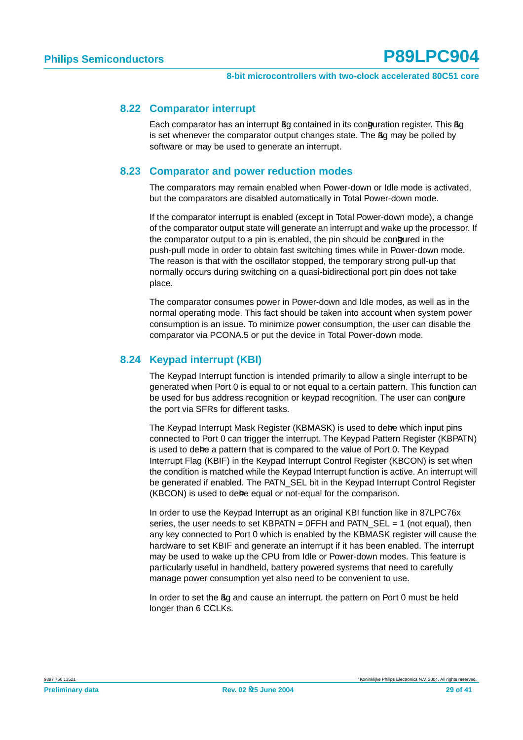## 8.22 Comparator interrupt

Each comparator has an interrupt flag contained in its configuration register. This flag is set whenever the comparator output changes state. The flag may be polled by software or may be used to generate an interrupt.

## 8.23 Comparator and power reduction modes

The comparators may remain enabled when Power-down or Idle mode is activated, but the comparators are disabled automatically in Total Power-down mode.

If the comparator interrupt is enabled (except in Total Power-down mode), a change of the comparator output state will generate an interrupt and wake up the processor. If the comparator output to a pin is enabled, the pin should be configured in the push-pull mode in order to obtain fast switching times while in Power-down mode. The reason is that with the oscillator stopped, the temporary strong pull-up that normally occurs during switching on a quasi-bidirectional port pin does not take place.

The comparator consumes power in Power-down and Idle modes, as well as in the normal operating mode. This fact should be taken into account when system power consumption is an issue. To minimize power consumption, the user can disable the comparator via PCONA.5 or put the device in Total Power-down mode.

## 8.24 Keypad interrupt (KBI)

The Keypad Interrupt function is intended primarily to allow a single interrupt to be generated when Port 0 is equal to or not equal to a certain pattern. This function can be used for bus address recognition or keypad recognition. The user can configure the port via SFRs for different tasks.

The Keypad Interrupt Mask Register (KBMASK) is used to define which input pins connected to Port 0 can trigger the interrupt. The Keypad Pattern Register (KBPATN) is used to define a pattern that is compared to the value of Port 0. The Keypad Interrupt Flag (KBIF) in the Keypad Interrupt Control Register (KBCON) is set when the condition is matched while the Keypad Interrupt function is active. An interrupt will be generated if enabled. The PATN_SEL bit in the Keypad Interrupt Control Register (KBCON) is used to define equal or not-equal for the comparison.

In order to use the Keypad Interrupt as an original KBI function like in 87LPC76x series, the user needs to set KBPATN = 0FFH and PATN_SEL = 1 (not equal), then any key connected to Port 0 which is enabled by the KBMASK register will cause the hardware to set KBIF and generate an interrupt if it has been enabled. The interrupt may be used to wake up the CPU from Idle or Power-down modes. This feature is particularly useful in handheld, battery powered systems that need to carefully manage power consumption yet also need to be convenient to use.

In order to set the flag and cause an interrupt, the pattern on Port 0 must be held longer than 6 CCLKs.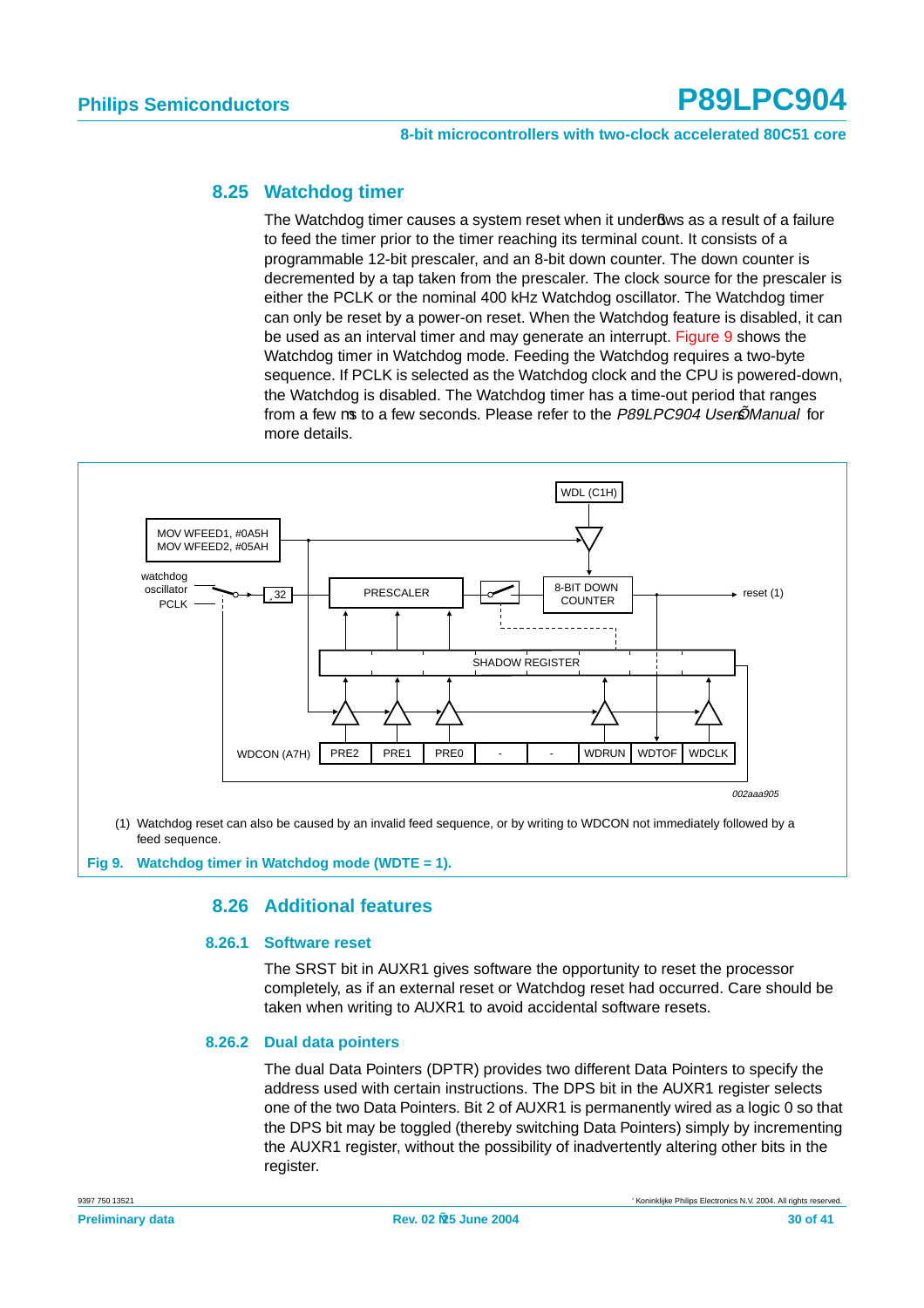## 8.25 Watchdog timer

The Watchdog timer causes a system reset when it underflows as a result of a failure to feed the timer prior to the timer reaching its terminal count. It consists of a programmable 12-bit prescaler, and an 8-bit down counter. The down counter is decremented by a tap taken from the prescaler. The clock source for the prescaler is either the PCLK or the nominal 400 kHz Watchdog oscillator. The Watchdog timer can only be reset by a power-on reset. When the Watchdog feature is disabled, it can be used as an interval timer and may generate an interrupt. Figure 9 shows the Watchdog timer in Watchdog mode. Feeding the Watchdog requires a two-byte sequence. If PCLK is selected as the Watchdog clock and the CPU is powered-down, the Watchdog is disabled. The Watchdog timer has a time-out period that ranges from a few μs to a few seconds. Please refer to the *P89LPC904 User's Manual* for more details.

MOV WFEED1, #0A5H
MOV WFEED2, #05AH
WDL (C1H)
watchdog oscillator
PCLK
÷32
PRESCALER
8-BIT DOWN COUNTER
reset (1)
SHADOW REGISTER
WDCON (A7H)
PRE2 PRE1 PRE0 - - WDRUN WDTOF WDCLK
002aaa905

(1) Watchdog reset can also be caused by an invalid feed sequence, or by writing to WDCON not immediately followed by a feed sequence.

**Fig 9. Watchdog timer in Watchdog mode (WDTE = 1).**

## 8.26 Additional features

### 8.26.1 Software reset

The SRST bit in AUXR1 gives software the opportunity to reset the processor completely, as if an external reset or Watchdog reset had occurred. Care should be taken when writing to AUXR1 to avoid accidental software resets.

### 8.26.2 Dual data pointers

The dual Data Pointers (DPTR) provides two different Data Pointers to specify the address used with certain instructions. The DPS bit in the AUXR1 register selects one of the two Data Pointers. Bit 2 of AUXR1 is permanently wired as a logic 0 so that the DPS bit may be toggled (thereby switching Data Pointers) simply by incrementing the AUXR1 register, without the possibility of inadvertently altering other bits in the register.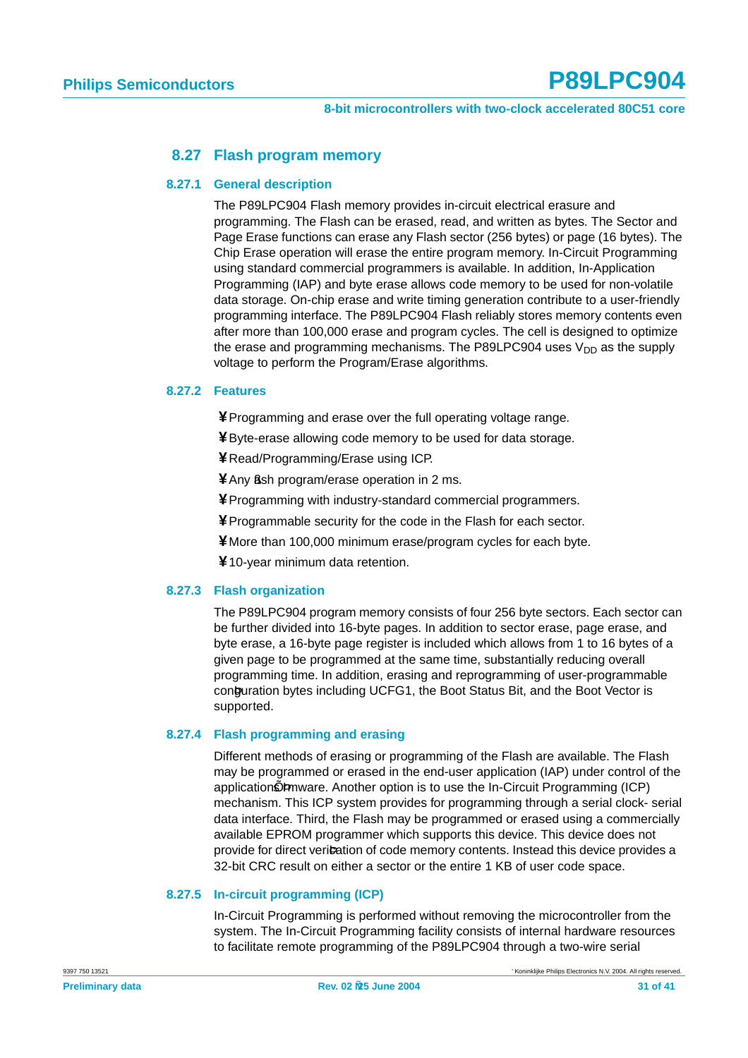## 8.27 Flash program memory

### 8.27.1 General description

The P89LPC904 Flash memory provides in-circuit electrical erasure and programming. The Flash can be erased, read, and written as bytes. The Sector and Page Erase functions can erase any Flash sector (256 bytes) or page (16 bytes). The Chip Erase operation will erase the entire program memory. In-Circuit Programming using standard commercial programmers is available. In addition, In-Application Programming (IAP) and byte erase allows code memory to be used for non-volatile data storage. On-chip erase and write timing generation contribute to a user-friendly programming interface. The P89LPC904 Flash reliably stores memory contents even after more than 100,000 erase and program cycles. The cell is designed to optimize the erase and programming mechanisms. The P89LPC904 uses $V_{DD}$ as the supply voltage to perform the Program/Erase algorithms.

### 8.27.2 Features

- Programming and erase over the full operating voltage range.
- Byte-erase allowing code memory to be used for data storage.
- Read/Programming/Erase using ICP.
- Any flash program/erase operation in 2 ms.
- Programming with industry-standard commercial programmers.
- Programmable security for the code in the Flash for each sector.
- More than 100,000 minimum erase/program cycles for each byte.
- 10-year minimum data retention.

### 8.27.3 Flash organization

The P89LPC904 program memory consists of four 256 byte sectors. Each sector can be further divided into 16-byte pages. In addition to sector erase, page erase, and byte erase, a 16-byte page register is included which allows from 1 to 16 bytes of a given page to be programmed at the same time, substantially reducing overall programming time. In addition, erasing and reprogramming of user-programmable configuration bytes including UCFG1, the Boot Status Bit, and the Boot Vector is supported.

### 8.27.4 Flash programming and erasing

Different methods of erasing or programming of the Flash are available. The Flash may be programmed or erased in the end-user application (IAP) under control of the application's firmware. Another option is to use the In-Circuit Programming (ICP) mechanism. This ICP system provides for programming through a serial clock- serial data interface. Third, the Flash may be programmed or erased using a commercially available EPROM programmer which supports this device. This device does not provide for direct verification of code memory contents. Instead this device provides a 32-bit CRC result on either a sector or the entire 1 KB of user code space.

### 8.27.5 In-circuit programming (ICP)

In-Circuit Programming is performed without removing the microcontroller from the system. The In-Circuit Programming facility consists of internal hardware resources to facilitate remote programming of the P89LPC904 through a two-wire serial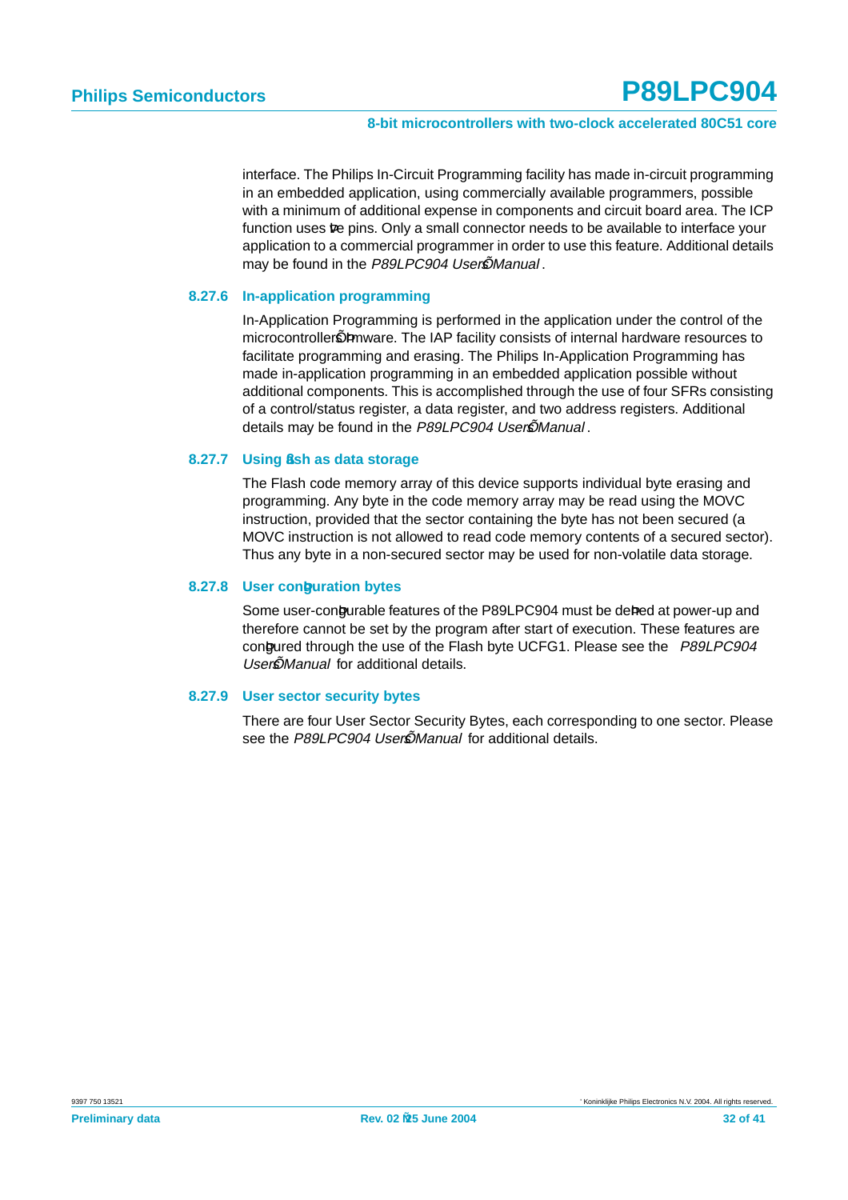interface. The Philips In-Circuit Programming facility has made in-circuit programming in an embedded application, using commercially available programmers, possible with a minimum of additional expense in components and circuit board area. The ICP function uses five pins. Only a small connector needs to be available to interface your application to a commercial programmer in order to use this feature. Additional details may be found in the *P89LPC904 User's Manual*.

### 8.27.6 In-application programming

In-Application Programming is performed in the application under the control of the microcontroller's firmware. The IAP facility consists of internal hardware resources to facilitate programming and erasing. The Philips In-Application Programming has made in-application programming in an embedded application possible without additional components. This is accomplished through the use of four SFRs consisting of a control/status register, a data register, and two address registers. Additional details may be found in the *P89LPC904 User's Manual*.

### 8.27.7 Using flash as data storage

The Flash code memory array of this device supports individual byte erasing and programming. Any byte in the code memory array may be read using the MOVC instruction, provided that the sector containing the byte has not been secured (a MOVC instruction is not allowed to read code memory contents of a secured sector). Thus any byte in a non-secured sector may be used for non-volatile data storage.

### 8.27.8 User configuration bytes

Some user-configurable features of the P89LPC904 must be defined at power-up and therefore cannot be set by the program after start of execution. These features are configured through the use of the Flash byte UCFG1. Please see the *P89LPC904 User's Manual* for additional details.

### 8.27.9 User sector security bytes

There are four User Sector Security Bytes, each corresponding to one sector. Please see the *P89LPC904 User's Manual* for additional details.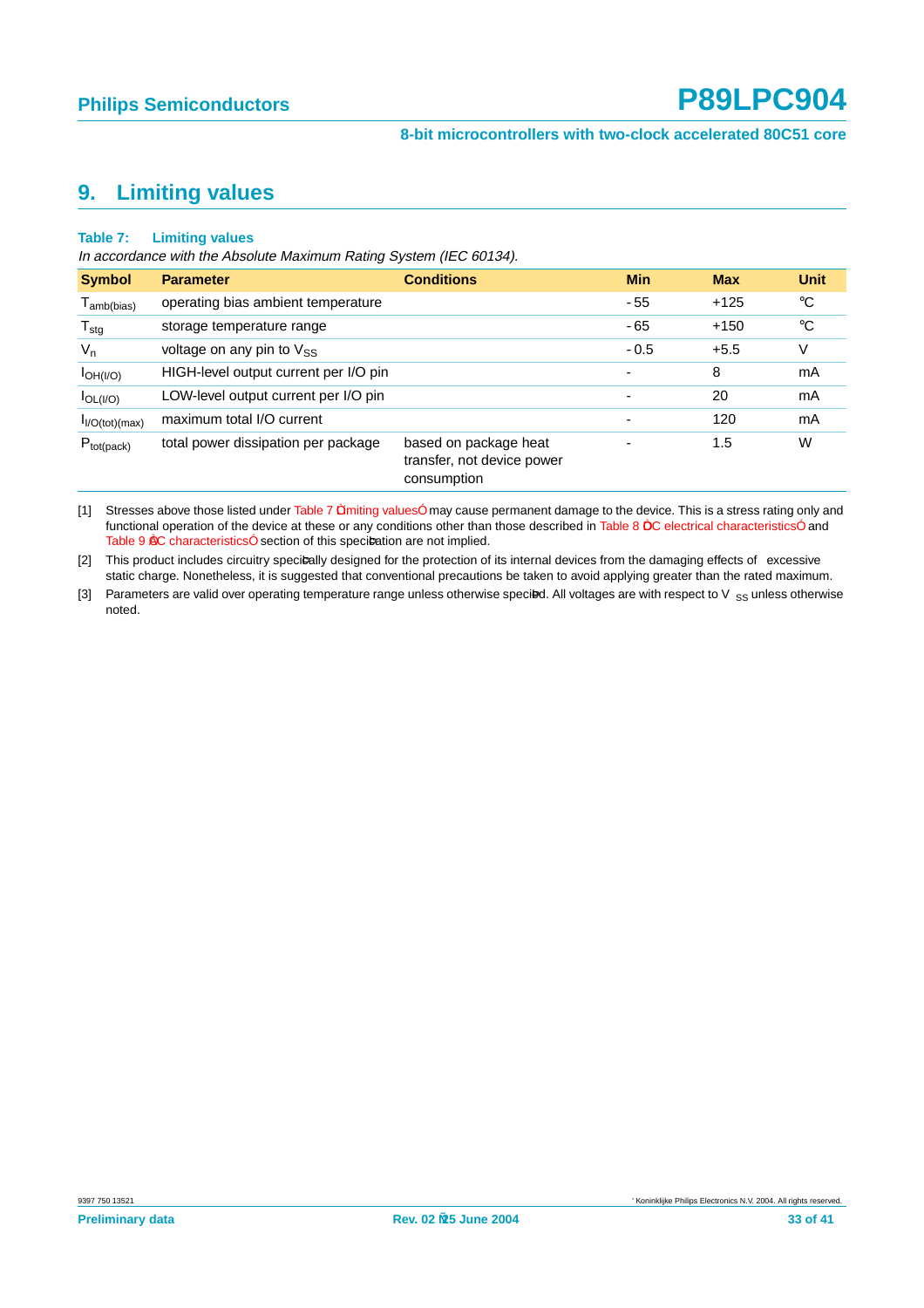## 9. Limiting values

**Table 7: Limiting values**

*In accordance with the Absolute Maximum Rating System (IEC 60134).*

| Symbol | Parameter | Conditions | Min | Max | Unit |
|---|---|---|---|---|---|
| $T_{amb(bias)}$ | operating bias ambient temperature | | -55 | +125 | °C |
| $T_{stg}$ | storage temperature range | | -65 | +150 | °C |
| $V_n$ | voltage on any pin to $V_{SS}$ | | -0.5 | +5.5 | V |
| $I_{OH(I/O)}$ | HIGH-level output current per I/O pin | | - | 8 | mA |
| $I_{OL(I/O)}$ | LOW-level output current per I/O pin | | - | 20 | mA |
| $I_{I/O(tot)(max)}$ | maximum total I/O current | | - | 120 | mA |
| $P_{tot(pack)}$ | total power dissipation per package | based on package heat transfer, not device power consumption | - | 1.5 | W |

[1] Stresses above those listed under Table 7 "Limiting values" may cause permanent damage to the device. This is a stress rating only and functional operation of the device at these or any conditions other than those described in Table 8 "DC electrical characteristics" and Table 9 "AC characteristics" section of this specification are not implied.

[2] This product includes circuitry specifically designed for the protection of its internal devices from the damaging effects of excessive static charge. Nonetheless, it is suggested that conventional precautions be taken to avoid applying greater than the rated maximum.

[3] Parameters are valid over operating temperature range unless otherwise specified. All voltages are with respect to $V_{SS}$ unless otherwise noted.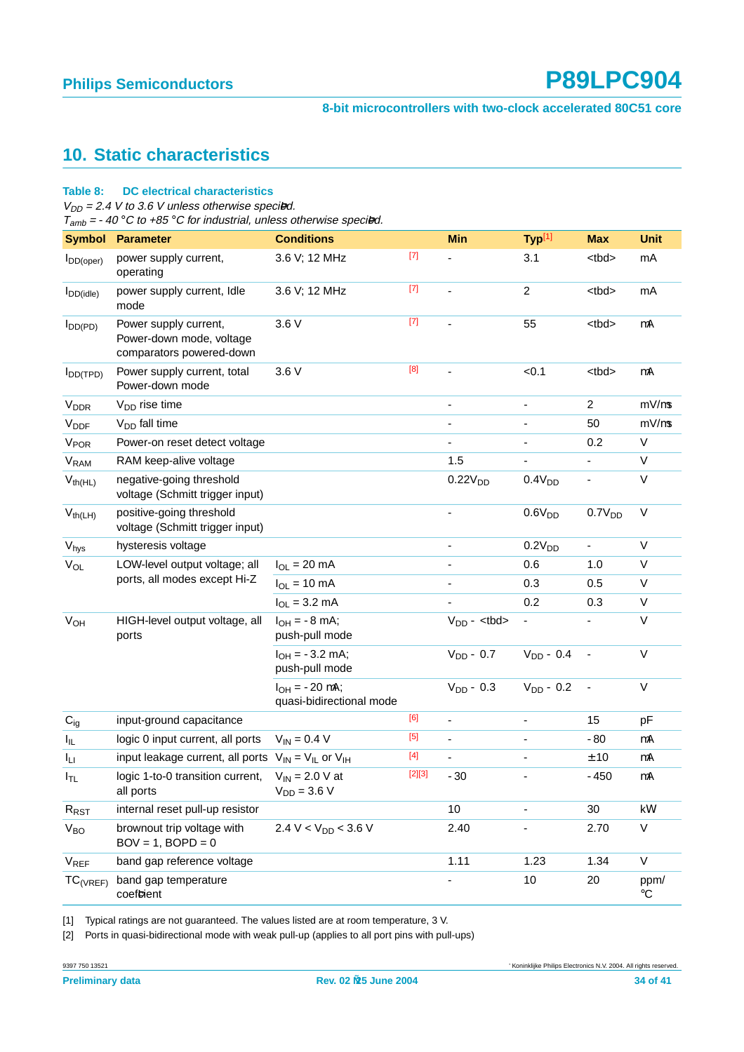## 10. Static characteristics

**Table 8: DC electrical characteristics**

*$V_{DD}$ = 2.4 V to 3.6 V unless otherwise specified.*
*$T_{amb}$ = -40 °C to +85 °C for industrial, unless otherwise specified.*

| Symbol | Parameter | Conditions | | Min | Typ[1] | Max | Unit |
|---|---|---|---|---|---|---|---|
| $I_{DD(oper)}$ | power supply current, operating | 3.6 V; 12 MHz | [7] | - | 3.1 | <tbd> | mA |
| $I_{DD(idle)}$ | power supply current, Idle mode | 3.6 V; 12 MHz | [7] | - | 2 | <tbd> | mA |
| $I_{DD(PD)}$ | Power supply current, Power-down mode, voltage comparators powered-down | 3.6 V | [7] | - | 55 | <tbd> | μA |
| $I_{DD(TPD)}$ | Power supply current, total Power-down mode | 3.6 V | [8] | - | <0.1 | <tbd> | μA |
| $V_{DDR}$ | $V_{DD}$ rise time | | | - | - | 2 | mV/μs |
| $V_{DDF}$ | $V_{DD}$ fall time | | | - | - | 50 | mV/μs |
| $V_{POR}$ | Power-on reset detect voltage | | | - | - | 0.2 | V |
| $V_{RAM}$ | RAM keep-alive voltage | | | 1.5 | - | - | V |
| $V_{th(HL)}$ | negative-going threshold voltage (Schmitt trigger input) | | | $0.22V_{DD}$ | $0.4V_{DD}$ | - | V |
| $V_{th(LH)}$ | positive-going threshold voltage (Schmitt trigger input) | | | - | $0.6V_{DD}$ | $0.7V_{DD}$ | V |
| $V_{hys}$ | hysteresis voltage | | | - | $0.2V_{DD}$ | - | V |
| $V_{OL}$ | LOW-level output voltage; all ports, all modes except Hi-Z | $I_{OL}$ = 20 mA | | - | 0.6 | 1.0 | V |
| | | $I_{OL}$ = 10 mA | | - | 0.3 | 0.5 | V |
| | | $I_{OL}$ = 3.2 mA | | - | 0.2 | 0.3 | V |
| $V_{OH}$ | HIGH-level output voltage, all ports | $I_{OH}$ = -8 mA; push-pull mode | | $V_{DD}$ - <tbd> | - | - | V |
| | | $I_{OH}$ = -3.2 mA; push-pull mode | | $V_{DD}$ - 0.7 | $V_{DD}$ - 0.4 | - | V |
| | | $I_{OH}$ = -20 μA; quasi-bidirectional mode | | $V_{DD}$ - 0.3 | $V_{DD}$ - 0.2 | - | V |
| $C_{ig}$ | input-ground capacitance | | [6] | - | - | 15 | pF |
| $I_{IL}$ | logic 0 input current, all ports | $V_{IN}$ = 0.4 V | [5] | - | - | -80 | μA |
| $I_{LI}$ | input leakage current, all ports | $V_{IN}$ = $V_{IL}$ or $V_{IH}$ | [4] | - | - | ±10 | μA |
| $I_{TL}$ | logic 1-to-0 transition current, all ports | $V_{IN}$ = 2.0 V at $V_{DD}$ = 3.6 V | [2][3] | -30 | - | -450 | μA |
| $R_{RST}$ | internal reset pull-up resistor | | | 10 | - | 30 | kΩ |
| $V_{BO}$ | brownout trip voltage with BOV = 1, BOPD = 0 | 2.4 V < $V_{DD}$ < 3.6 V | | 2.40 | - | 2.70 | V |
| $V_{REF}$ | band gap reference voltage | | | 1.11 | 1.23 | 1.34 | V |
| $TC_{(VREF)}$ | band gap temperature coefficient | | | - | 10 | 20 | ppm/°C |

[1] Typical ratings are not guaranteed. The values listed are at room temperature, 3 V.

[2] Ports in quasi-bidirectional mode with weak pull-up (applies to all port pins with pull-ups)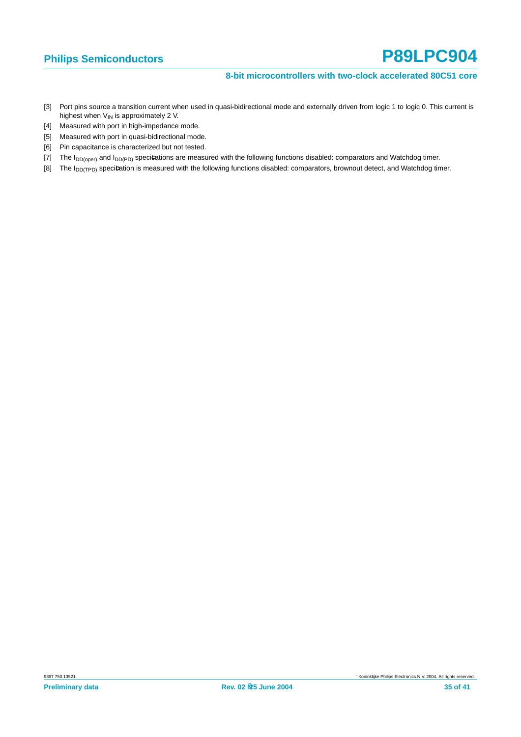[3] Port pins source a transition current when used in quasi-bidirectional mode and externally driven from logic 1 to logic 0. This current is highest when $V_{IN}$ is approximately 2 V.

[4] Measured with port in high-impedance mode.

[5] Measured with port in quasi-bidirectional mode.

[6] Pin capacitance is characterized but not tested.

[7] The $I_{DD(oper)}$ and $I_{DD(PD)}$ specifications are measured with the following functions disabled: comparators and Watchdog timer.

[8] The $I_{DD(TPD)}$ specification is measured with the following functions disabled: comparators, brownout detect, and Watchdog timer.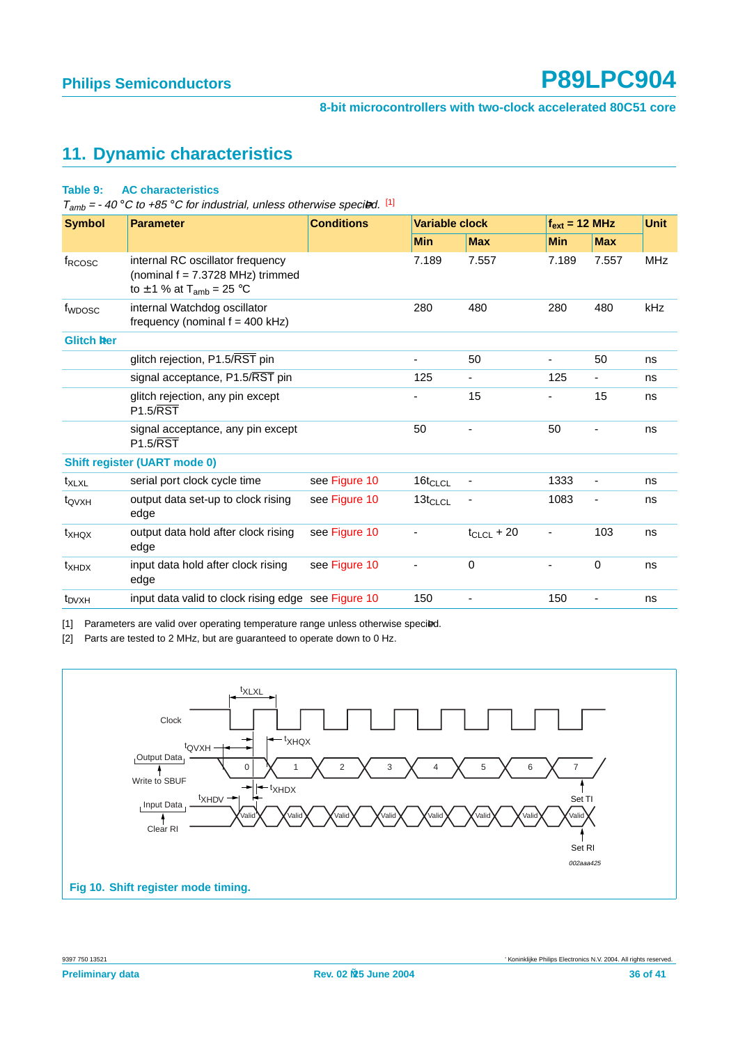## 11. Dynamic characteristics

**Table 9: AC characteristics**

*$T_{amb}$ = - 40 °C to +85 °C for industrial, unless otherwise specified.* [1]

| Symbol | Parameter | Conditions | Variable clock | | $f_{ext}$ = 12 MHz | | Unit |
|---|---|---|---|---|---|---|---|
| | | | Min | Max | Min | Max | |
| $f_{RCOSC}$ | internal RC oscillator frequency (nominal f = 7.3728 MHz) trimmed to ±1 % at $T_{amb}$ = 25 °C | | 7.189 | 7.557 | 7.189 | 7.557 | MHz |
| $f_{WDOSC}$ | internal Watchdog oscillator frequency (nominal f = 400 kHz) | | 280 | 480 | 280 | 480 | kHz |
| **Glitch filter** | | | | | | | |
| | glitch rejection, P1.5/RST pin | | - | 50 | - | 50 | ns |
| | signal acceptance, P1.5/RST pin | | 125 | - | 125 | - | ns |
| | glitch rejection, any pin except P1.5/RST | | - | 15 | - | 15 | ns |
| | signal acceptance, any pin except P1.5/RST | | 50 | - | 50 | - | ns |
| **Shift register (UART mode 0)** | | | | | | | |
| $t_{XLXL}$ | serial port clock cycle time | see Figure 10 | $16t_{CLCL}$ | - | 1333 | - | ns |
| $t_{QVXH}$ | output data set-up to clock rising edge | see Figure 10 | $13t_{CLCL}$ | - | 1083 | - | ns |
| $t_{XHQX}$ | output data hold after clock rising edge | see Figure 10 | - | $t_{CLCL}$ + 20 | - | 103 | ns |
| $t_{XHDX}$ | input data hold after clock rising edge | see Figure 10 | - | 0 | - | 0 | ns |
| $t_{DVXH}$ | input data valid to clock rising edge | see Figure 10 | 150 | - | 150 | - | ns |

[1] Parameters are valid over operating temperature range unless otherwise specified.

[2] Parts are tested to 2 MHz, but are guaranteed to operate down to 0 Hz.

$t_{XLXL}$

Clock

$t_{QVXH}$

$t_{XHQX}$

Output Data

Write to SBUF

0 1 2 3 4 5 6 7

$t_{XHDV}$

$t_{XHDX}$

Set TI

Input Data

Valid Valid Valid Valid Valid Valid Valid Valid

Clear RI

Set RI

002aaa425

**Fig 10. Shift register mode timing.**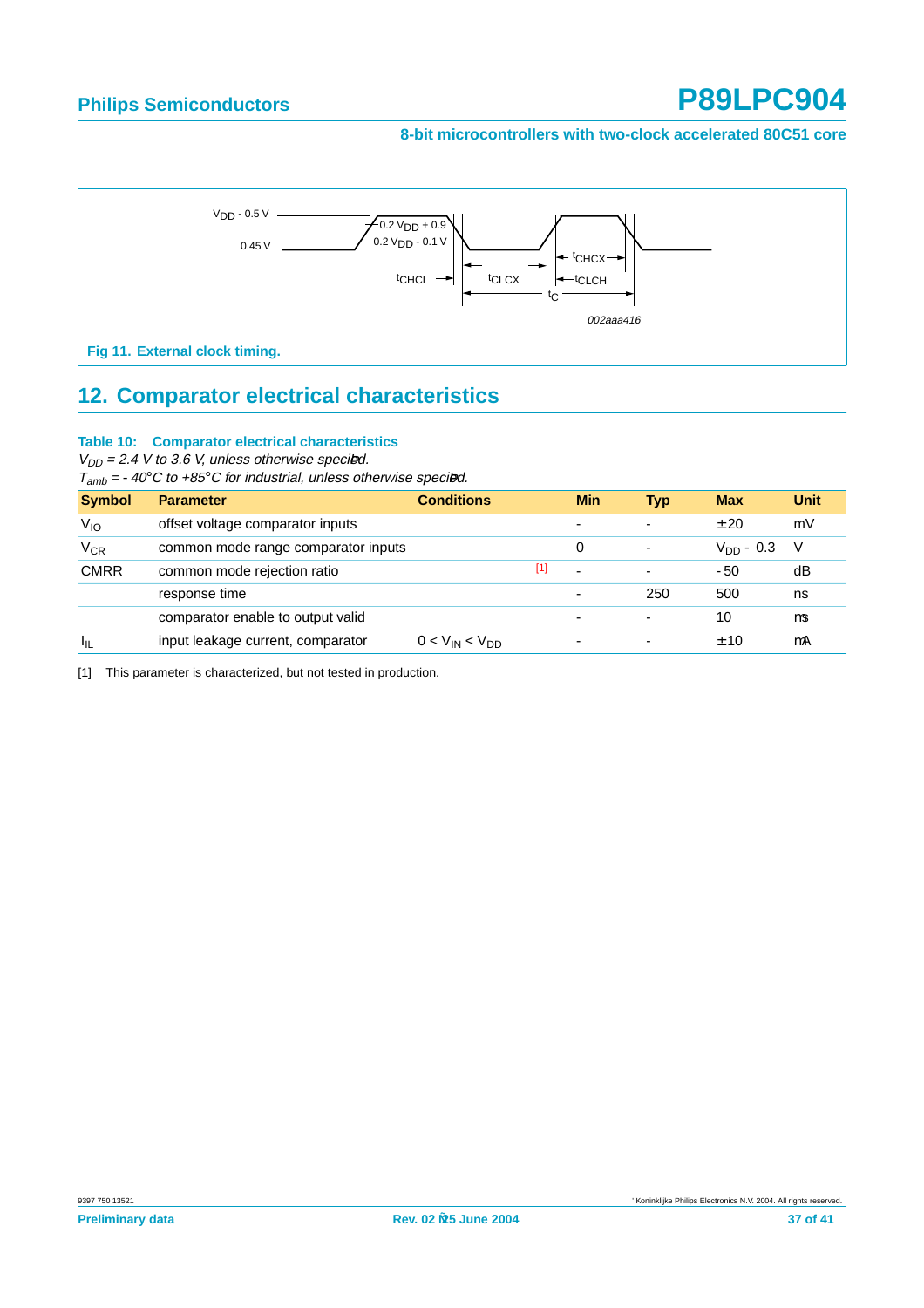$V_{DD}$ - 0.5 V

0.45 V

0.2 $V_{DD}$ + 0.9

0.2 $V_{DD}$ - 0.1 V

$t_{CHCL}$

$t_{CLCX}$

$t_{CHCX}$

$t_{CLCH}$

$t_C$

002aaa416

**Fig 11. External clock timing.**

## 12. Comparator electrical characteristics

**Table 10: Comparator electrical characteristics**

*$V_{DD}$ = 2.4 V to 3.6 V, unless otherwise specified.*

*$T_{amb}$ = - 40°C to +85°C for industrial, unless otherwise specified.*

| Symbol | Parameter | Conditions | Min | Typ | Max | Unit |
|---|---|---|---|---|---|---|
| $V_{IO}$ | offset voltage comparator inputs | | - | - | ±20 | mV |
| $V_{CR}$ | common mode range comparator inputs | | 0 | - | $V_{DD}$ - 0.3 | V |
| CMRR | common mode rejection ratio | [1] | - | - | - 50 | dB |
| | response time | | - | 250 | 500 | ns |
| | comparator enable to output valid | | - | - | 10 | μs |
| $I_{IL}$ | input leakage current, comparator | 0 < $V_{IN}$ < $V_{DD}$ | - | - | ±10 | μA |

[1] This parameter is characterized, but not tested in production.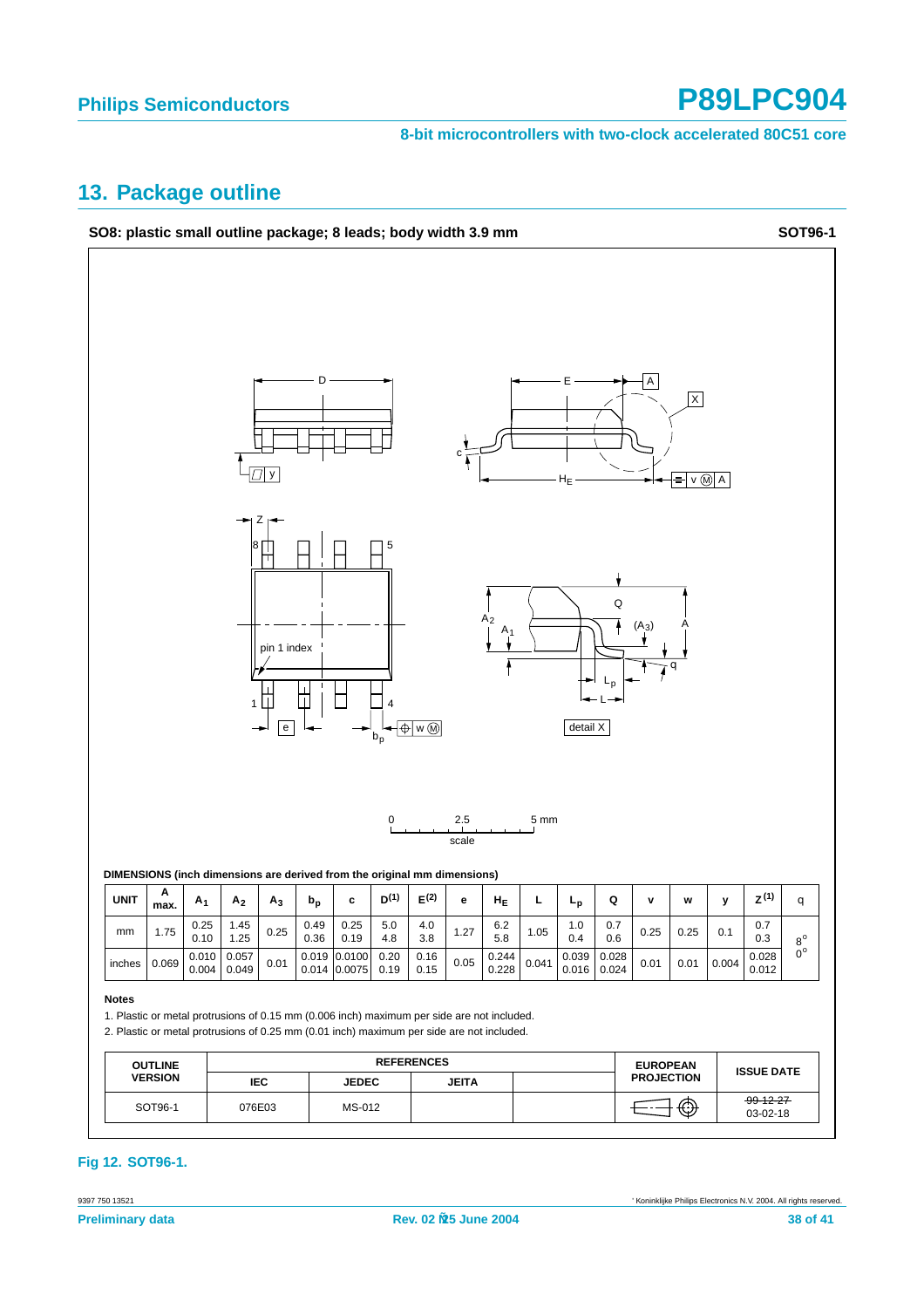## 13. Package outline

**SO8: plastic small outline package; 8 leads; body width 3.9 mm** **SOT96-1**

D

E

A

X

c

y

$H_E$

v M A

Z

8

5

Q

$A_2$

$A_1$

$(A_3)$

A

pin 1 index

$\theta$

$L_p$

L

1

4

e

$b_p$

w M

detail X

0

2.5

5 mm

scale

**DIMENSIONS (inch dimensions are derived from the original mm dimensions)**

| UNIT | A max. | $A_1$ | $A_2$ | $A_3$ | $b_p$ | c | $D^{(1)}$ | $E^{(2)}$ | e | $H_E$ | L | $L_p$ | Q | v | w | y | $Z^{(1)}$ | $\theta$ |
|---|---|---|---|---|---|---|---|---|---|---|---|---|---|---|---|---|---|---|
| mm | 1.75 | 0.25<br>0.10 | 1.45<br>1.25 | 0.25 | 0.49<br>0.36 | 0.25<br>0.19 | 5.0<br>4.8 | 4.0<br>3.8 | 1.27 | 6.2<br>5.8 | 1.05 | 1.0<br>0.4 | 0.7<br>0.6 | 0.25 | 0.25 | 0.1 | 0.7<br>0.3 | 8°<br>0° |
| inches | 0.069 | 0.010<br>0.004 | 0.057<br>0.049 | 0.01 | 0.019<br>0.014 | 0.0100<br>0.0075 | 0.20<br>0.19 | 0.16<br>0.15 | 0.05 | 0.244<br>0.228 | 0.041 | 0.039<br>0.016 | 0.028<br>0.024 | 0.01 | 0.01 | 0.004 | 0.028<br>0.012 | |

**Notes**

1. Plastic or metal protrusions of 0.15 mm (0.006 inch) maximum per side are not included.
2. Plastic or metal protrusions of 0.25 mm (0.01 inch) maximum per side are not included.

| OUTLINE VERSION | REFERENCES | | | | EUROPEAN PROJECTION | ISSUE DATE |
|---|---|---|---|---|---|---|
| | IEC | JEDEC | JEITA | | | |
| SOT96-1 | 076E03 | MS-012 | | | | ~~99-12-27~~<br>03-02-18 |

**Fig 12. SOT96-1.**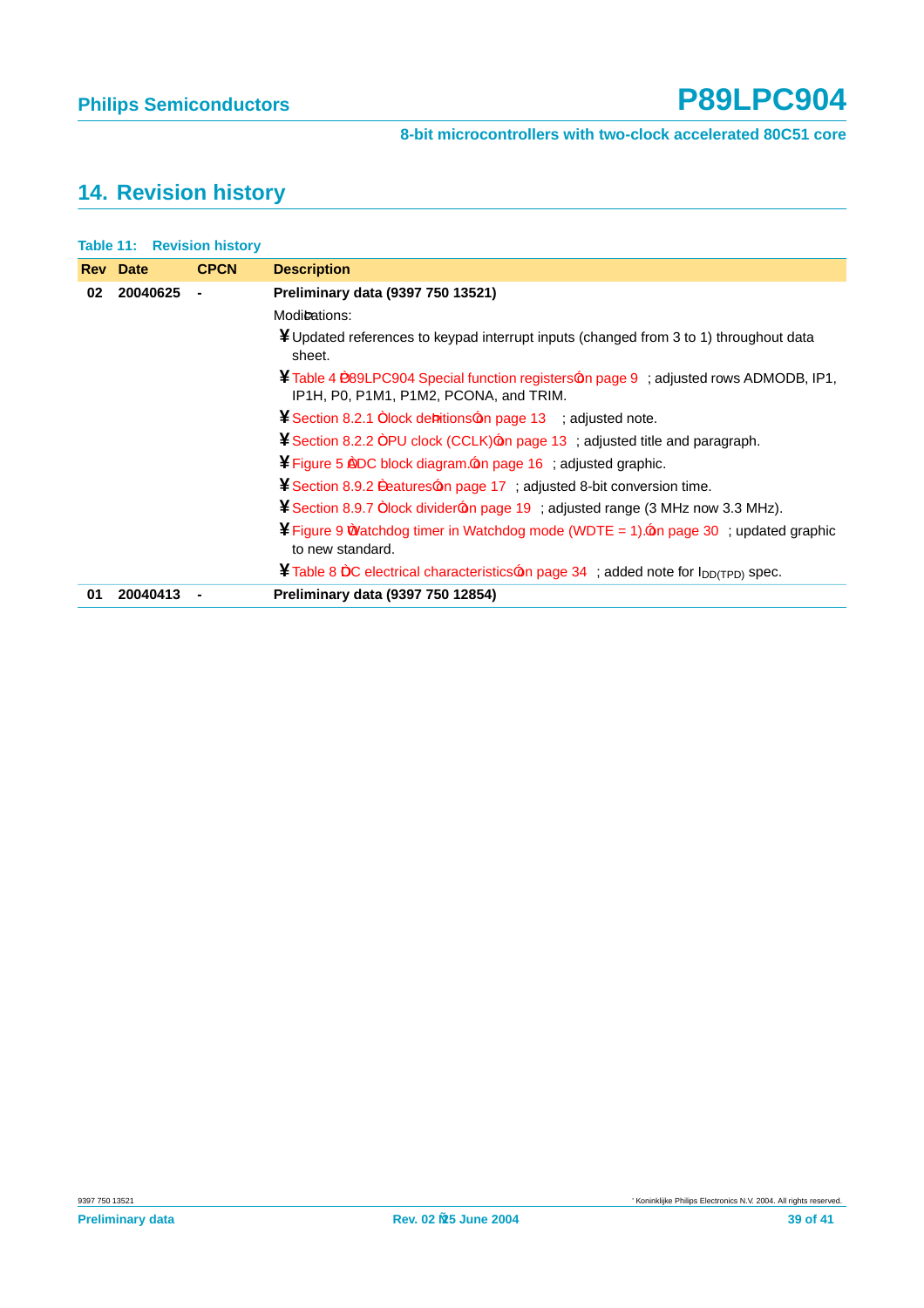## 14. Revision history

**Table 11: Revision history**

| Rev | Date | CPCN | Description |
|---|---|---|---|
| 02 | 20040625 | - | **Preliminary data (9397 750 13521)**<br>Modifications:<br>• Updated references to keypad interrupt inputs (changed from 3 to 1) throughout data sheet.<br>• Table 4 “P89LPC904 Special function registers” on page 9; adjusted rows ADMODB, IP1, IP1H, P0, P1M1, P1M2, PCONA, and TRIM.<br>• Section 8.2.1 “Clock definitions” on page 13; adjusted note.<br>• Section 8.2.2 “CPU clock (CCLK)” on page 13; adjusted title and paragraph.<br>• Figure 5 “ADC block diagram.” on page 16; adjusted graphic.<br>• Section 8.9.2 “Features” on page 17; adjusted 8-bit conversion time.<br>• Section 8.9.7 “Clock divider” on page 19; adjusted range (3 MHz now 3.3 MHz).<br>• Figure 9 “Watchdog timer in Watchdog mode (WDTE = 1).” on page 30; updated graphic to new standard.<br>• Table 8 “DC electrical characteristics” on page 34; added note for $I_{DD(TPD)}$ spec. |
| 01 | 20040413 | - | **Preliminary data (9397 750 12854)** |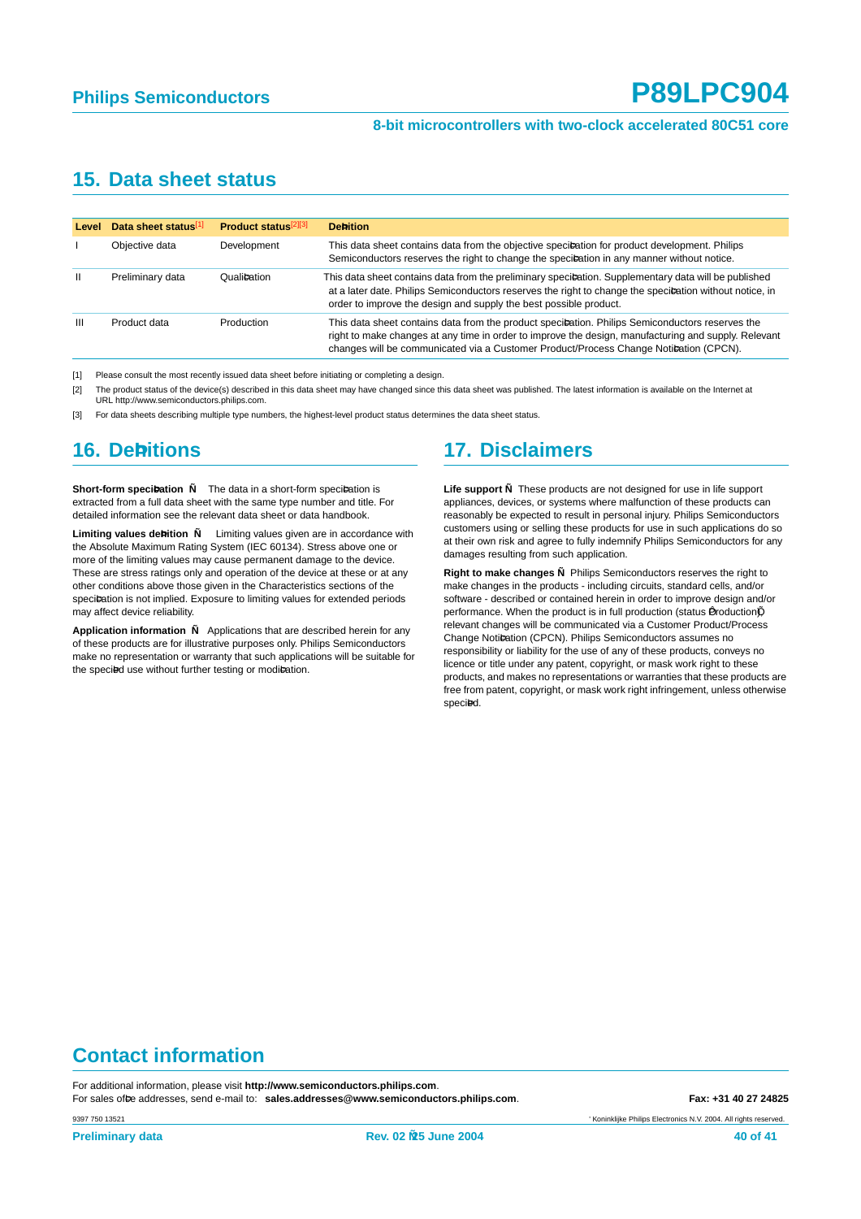## 15. Data sheet status

| Level | Data sheet status[1] | Product status[2][3] | Definition |
|---|---|---|---|
| I | Objective data | Development | This data sheet contains data from the objective specification for product development. Philips Semiconductors reserves the right to change the specification in any manner without notice. |
| II | Preliminary data | Qualification | This data sheet contains data from the preliminary specification. Supplementary data will be published at a later date. Philips Semiconductors reserves the right to change the specification without notice, in order to improve the design and supply the best possible product. |
| III | Product data | Production | This data sheet contains data from the product specification. Philips Semiconductors reserves the right to make changes at any time in order to improve the design, manufacturing and supply. Relevant changes will be communicated via a Customer Product/Process Change Notification (CPCN). |

[1] Please consult the most recently issued data sheet before initiating or completing a design.

[2] The product status of the device(s) described in this data sheet may have changed since this data sheet was published. The latest information is available on the Internet at URL http://www.semiconductors.philips.com.

[3] For data sheets describing multiple type numbers, the highest-level product status determines the data sheet status.

## 16. Definitions

**Short-form specification —** The data in a short-form specification is extracted from a full data sheet with the same type number and title. For detailed information see the relevant data sheet or data handbook.

**Limiting values definition —** Limiting values given are in accordance with the Absolute Maximum Rating System (IEC 60134). Stress above one or more of the limiting values may cause permanent damage to the device. These are stress ratings only and operation of the device at these or at any other conditions above those given in the Characteristics sections of the specification is not implied. Exposure to limiting values for extended periods may affect device reliability.

**Application information —** Applications that are described herein for any of these products are for illustrative purposes only. Philips Semiconductors make no representation or warranty that such applications will be suitable for the specified use without further testing or modification.

## 17. Disclaimers

**Life support —** These products are not designed for use in life support appliances, devices, or systems where malfunction of these products can reasonably be expected to result in personal injury. Philips Semiconductors customers using or selling these products for use in such applications do so at their own risk and agree to fully indemnify Philips Semiconductors for any damages resulting from such application.

**Right to make changes —** Philips Semiconductors reserves the right to make changes in the products - including circuits, standard cells, and/or software - described or contained herein in order to improve design and/or performance. When the product is in full production (status 'Production'), relevant changes will be communicated via a Customer Product/Process Change Notification (CPCN). Philips Semiconductors assumes no responsibility or liability for the use of any of these products, conveys no licence or title under any patent, copyright, or mask work right to these products, and makes no representations or warranties that these products are free from patent, copyright, or mask work right infringement, unless otherwise specified.

## Contact information

For additional information, please visit **http://www.semiconductors.philips.com**.

For sales office addresses, send e-mail to: **sales.addresses@www.semiconductors.philips.com**. **Fax: +31 40 27 24825**

9397 750 13521 © Koninklijke Philips Electronics N.V. 2004. All rights reserved.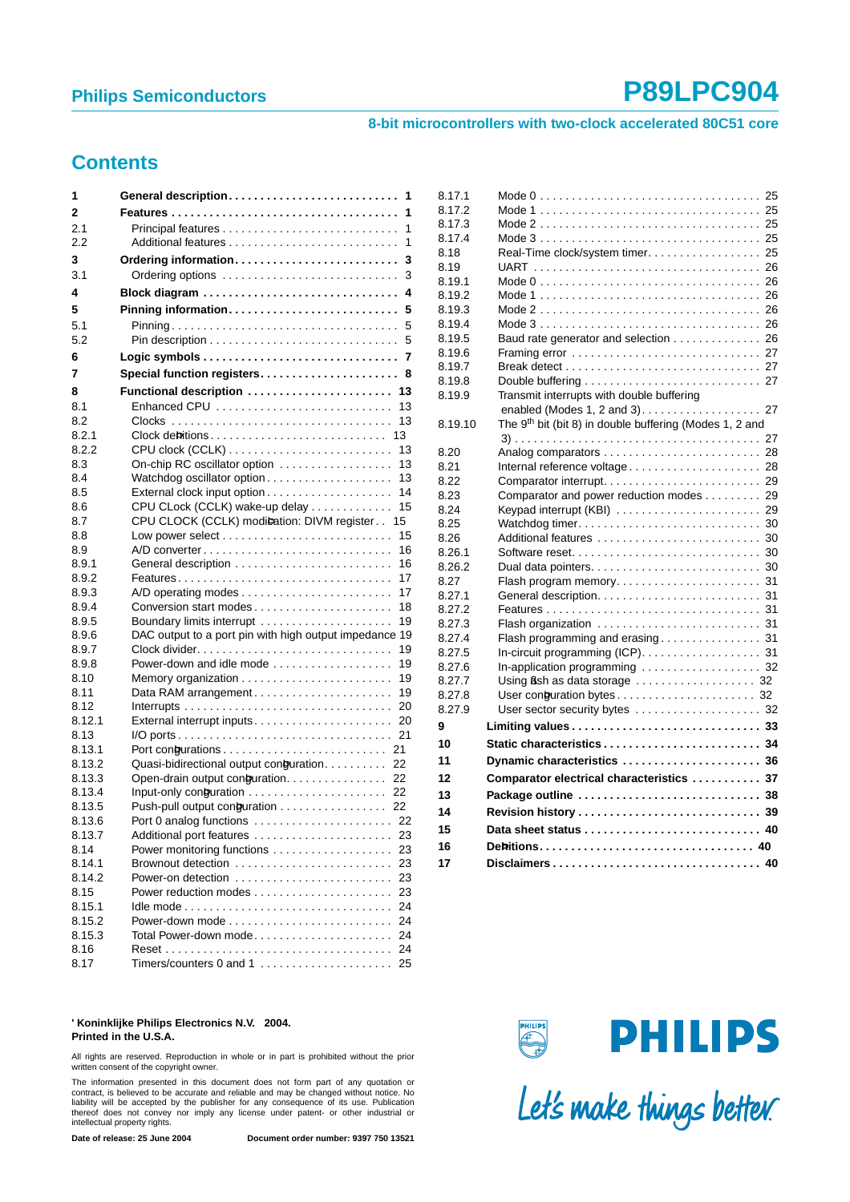## Contents

| | | |
|---|---|---|
| 1 | **General description** | **1** |
| 2 | **Features** | **1** |
| 2.1 | Principal features | 1 |
| 2.2 | Additional features | 1 |
| 3 | **Ordering information** | **3** |
| 3.1 | Ordering options | 3 |
| 4 | **Block diagram** | **4** |
| 5 | **Pinning information** | **5** |
| 5.1 | Pinning | 5 |
| 5.2 | Pin description | 5 |
| 6 | **Logic symbols** | **7** |
| 7 | **Special function registers** | **8** |
| 8 | **Functional description** | **13** |
| 8.1 | Enhanced CPU | 13 |
| 8.2 | Clocks | 13 |
| 8.2.1 | Clock definitions | 13 |
| 8.2.2 | CPU clock (CCLK) | 13 |
| 8.3 | On-chip RC oscillator option | 13 |
| 8.4 | Watchdog oscillator option | 13 |
| 8.5 | External clock input option | 14 |
| 8.6 | CPU CLock (CCLK) wake-up delay | 15 |
| 8.7 | CPU CLOCK (CCLK) modification: DIVM register | 15 |
| 8.8 | Low power select | 15 |
| 8.9 | A/D converter | 16 |
| 8.9.1 | General description | 16 |
| 8.9.2 | Features | 17 |
| 8.9.3 | A/D operating modes | 17 |
| 8.9.4 | Conversion start modes | 18 |
| 8.9.5 | Boundary limits interrupt | 19 |
| 8.9.6 | DAC output to a port pin with high output impedance | 19 |
| 8.9.7 | Clock divider | 19 |
| 8.9.8 | Power-down and idle mode | 19 |
| 8.10 | Memory organization | 19 |
| 8.11 | Data RAM arrangement | 19 |
| 8.12 | Interrupts | 20 |
| 8.12.1 | External interrupt inputs | 20 |
| 8.13 | I/O ports | 21 |
| 8.13.1 | Port configurations | 21 |
| 8.13.2 | Quasi-bidirectional output configuration | 22 |
| 8.13.3 | Open-drain output configuration | 22 |
| 8.13.4 | Input-only configuration | 22 |
| 8.13.5 | Push-pull output configuration | 22 |
| 8.13.6 | Port 0 analog functions | 22 |
| 8.13.7 | Additional port features | 23 |
| 8.14 | Power monitoring functions | 23 |
| 8.14.1 | Brownout detection | 23 |
| 8.14.2 | Power-on detection | 23 |
| 8.15 | Power reduction modes | 23 |
| 8.15.1 | Idle mode | 24 |
| 8.15.2 | Power-down mode | 24 |
| 8.15.3 | Total Power-down mode | 24 |
| 8.16 | Reset | 24 |
| 8.17 | Timers/counters 0 and 1 | 25 |
| 8.17.1 | Mode 0 | 25 |
| 8.17.2 | Mode 1 | 25 |
| 8.17.3 | Mode 2 | 25 |
| 8.17.4 | Mode 3 | 25 |
| 8.18 | Real-Time clock/system timer | 25 |
| 8.19 | UART | 26 |
| 8.19.1 | Mode 0 | 26 |
| 8.19.2 | Mode 1 | 26 |
| 8.19.3 | Mode 2 | 26 |
| 8.19.4 | Mode 3 | 26 |
| 8.19.5 | Baud rate generator and selection | 26 |
| 8.19.6 | Framing error | 27 |
| 8.19.7 | Break detect | 27 |
| 8.19.8 | Double buffering | 27 |
| 8.19.9 | Transmit interrupts with double buffering enabled (Modes 1, 2 and 3) | 27 |
| 8.19.10 | The 9th bit (bit 8) in double buffering (Modes 1, 2 and 3) | 27 |
| 8.20 | Analog comparators | 28 |
| 8.21 | Internal reference voltage | 28 |
| 8.22 | Comparator interrupt | 29 |
| 8.23 | Comparator and power reduction modes | 29 |
| 8.24 | Keypad interrupt (KBI) | 29 |
| 8.25 | Watchdog timer | 30 |
| 8.26 | Additional features | 30 |
| 8.26.1 | Software reset | 30 |
| 8.26.2 | Dual data pointers | 30 |
| 8.27 | Flash program memory | 31 |
| 8.27.1 | General description | 31 |
| 8.27.2 | Features | 31 |
| 8.27.3 | Flash organization | 31 |
| 8.27.4 | Flash programming and erasing | 31 |
| 8.27.5 | In-circuit programming (ICP) | 31 |
| 8.27.6 | In-application programming | 32 |
| 8.27.7 | Using flash as data storage | 32 |
| 8.27.8 | User configuration bytes | 32 |
| 8.27.9 | User sector security bytes | 32 |
| 9 | **Limiting values** | **33** |
| 10 | **Static characteristics** | **34** |
| 11 | **Dynamic characteristics** | **36** |
| 12 | **Comparator electrical characteristics** | **37** |
| 13 | **Package outline** | **38** |
| 14 | **Revision history** | **39** |
| 15 | **Data sheet status** | **40** |
| 16 | **Definitions** | **40** |
| 17 | **Disclaimers** | **40** |

**© Koninklijke Philips Electronics N.V. 2004.**
**Printed in the U.S.A.**

All rights are reserved. Reproduction in whole or in part is prohibited without the prior written consent of the copyright owner.

The information presented in this document does not form part of any quotation or contract, is believed to be accurate and reliable and may be changed without notice. No liability will be accepted by the publisher for any consequence of its use. Publication thereof does not convey nor imply any license under patent- or other industrial or intellectual property rights.

**Date of release: 25 June 2004** **Document order number: 9397 750 13521**

PHILIPS

Let's make things better.